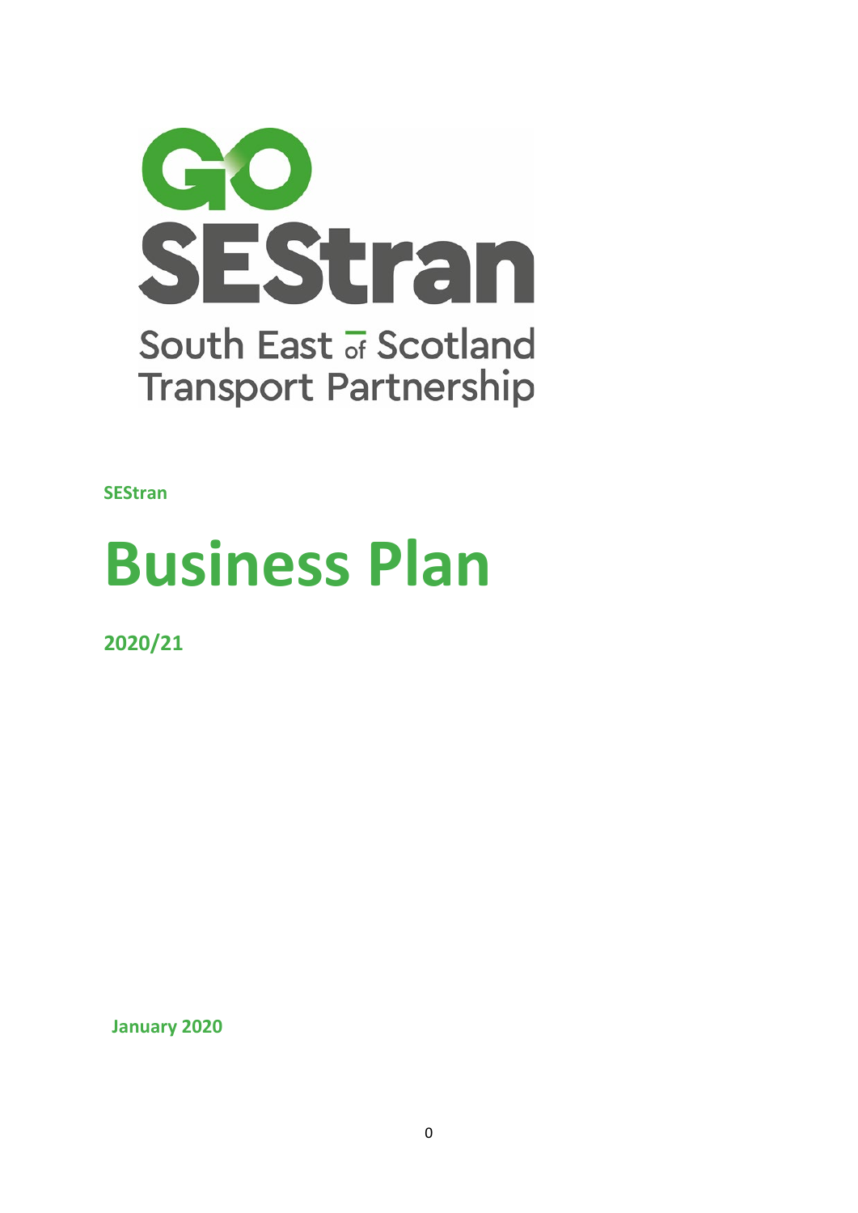GO SEStran

South East of Scotland Transport Partnership

**SEStran**

# Business Plan

**2020/21**

**January 2020**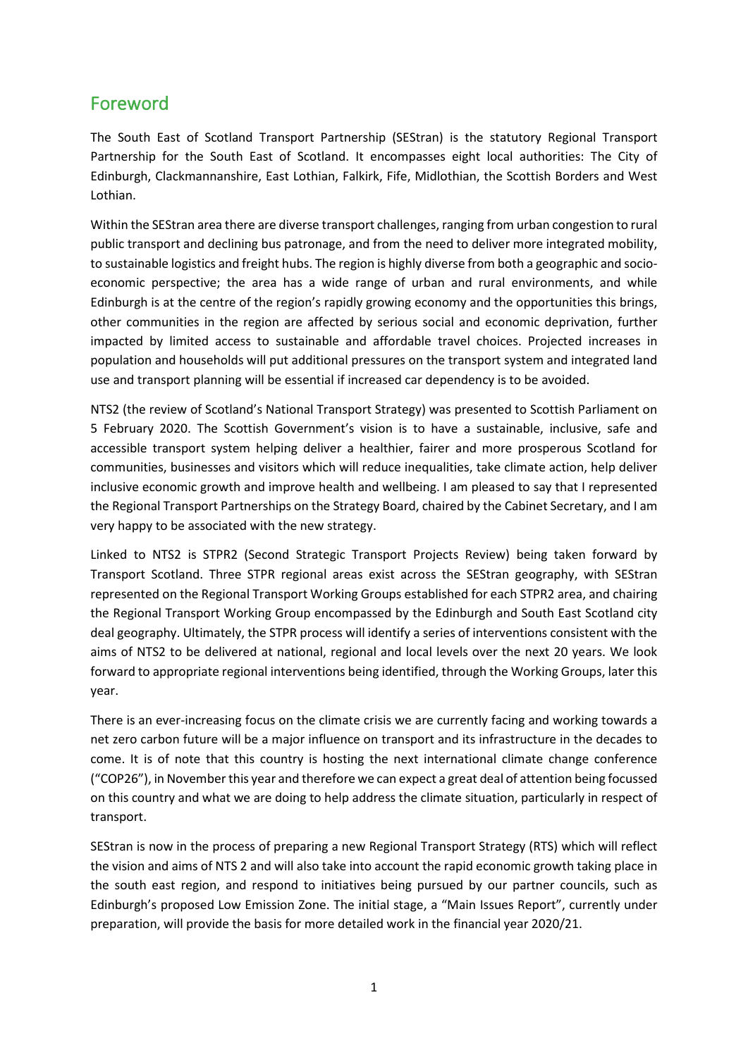## Foreword

The South East of Scotland Transport Partnership (SEStran) is the statutory Regional Transport Partnership for the South East of Scotland. It encompasses eight local authorities: The City of Edinburgh, Clackmannanshire, East Lothian, Falkirk, Fife, Midlothian, the Scottish Borders and West Lothian.

Within the SEStran area there are diverse transport challenges, ranging from urban congestion to rural public transport and declining bus patronage, and from the need to deliver more integrated mobility, to sustainable logistics and freight hubs. The region is highly diverse from both a geographic and socio-economic perspective; the area has a wide range of urban and rural environments, and while Edinburgh is at the centre of the region's rapidly growing economy and the opportunities this brings, other communities in the region are affected by serious social and economic deprivation, further impacted by limited access to sustainable and affordable travel choices. Projected increases in population and households will put additional pressures on the transport system and integrated land use and transport planning will be essential if increased car dependency is to be avoided.

NTS2 (the review of Scotland's National Transport Strategy) was presented to Scottish Parliament on 5 February 2020. The Scottish Government's vision is to have a sustainable, inclusive, safe and accessible transport system helping deliver a healthier, fairer and more prosperous Scotland for communities, businesses and visitors which will reduce inequalities, take climate action, help deliver inclusive economic growth and improve health and wellbeing. I am pleased to say that I represented the Regional Transport Partnerships on the Strategy Board, chaired by the Cabinet Secretary, and I am very happy to be associated with the new strategy.

Linked to NTS2 is STPR2 (Second Strategic Transport Projects Review) being taken forward by Transport Scotland. Three STPR regional areas exist across the SEStran geography, with SEStran represented on the Regional Transport Working Groups established for each STPR2 area, and chairing the Regional Transport Working Group encompassed by the Edinburgh and South East Scotland city deal geography. Ultimately, the STPR process will identify a series of interventions consistent with the aims of NTS2 to be delivered at national, regional and local levels over the next 20 years. We look forward to appropriate regional interventions being identified, through the Working Groups, later this year.

There is an ever-increasing focus on the climate crisis we are currently facing and working towards a net zero carbon future will be a major influence on transport and its infrastructure in the decades to come. It is of note that this country is hosting the next international climate change conference ("COP26"), in November this year and therefore we can expect a great deal of attention being focussed on this country and what we are doing to help address the climate situation, particularly in respect of transport.

SEStran is now in the process of preparing a new Regional Transport Strategy (RTS) which will reflect the vision and aims of NTS 2 and will also take into account the rapid economic growth taking place in the south east region, and respond to initiatives being pursued by our partner councils, such as Edinburgh's proposed Low Emission Zone. The initial stage, a "Main Issues Report", currently under preparation, will provide the basis for more detailed work in the financial year 2020/21.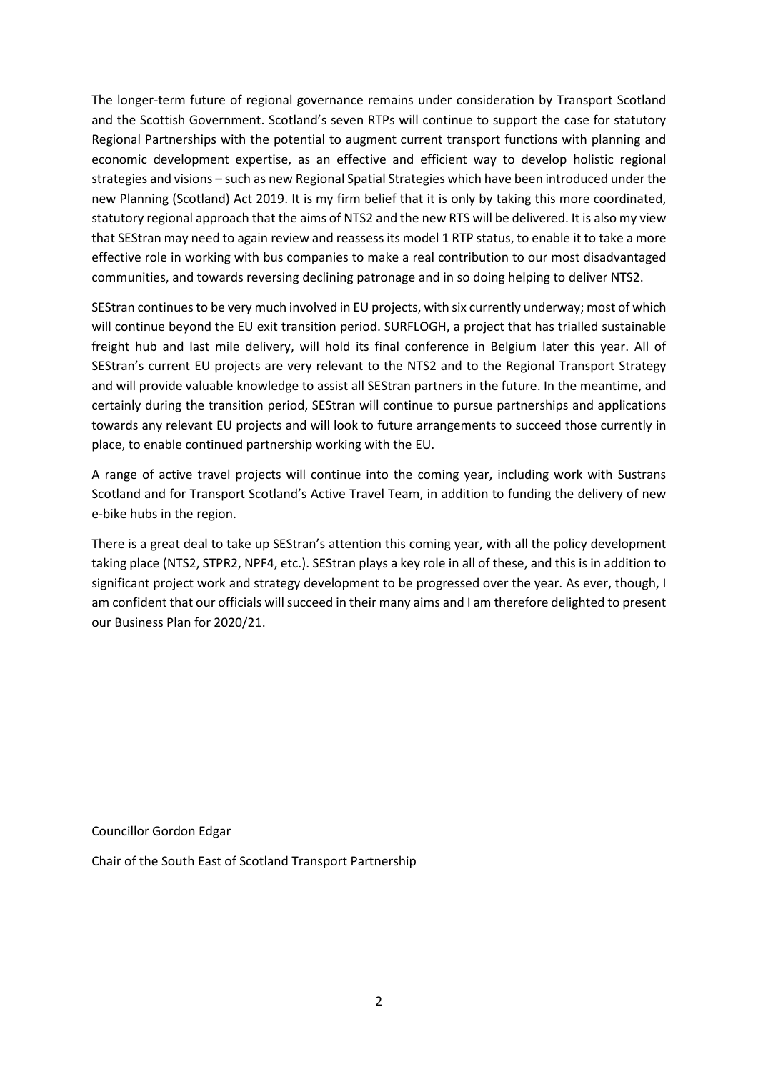The longer-term future of regional governance remains under consideration by Transport Scotland and the Scottish Government. Scotland's seven RTPs will continue to support the case for statutory Regional Partnerships with the potential to augment current transport functions with planning and economic development expertise, as an effective and efficient way to develop holistic regional strategies and visions – such as new Regional Spatial Strategies which have been introduced under the new Planning (Scotland) Act 2019. It is my firm belief that it is only by taking this more coordinated, statutory regional approach that the aims of NTS2 and the new RTS will be delivered. It is also my view that SEStran may need to again review and reassess its model 1 RTP status, to enable it to take a more effective role in working with bus companies to make a real contribution to our most disadvantaged communities, and towards reversing declining patronage and in so doing helping to deliver NTS2.

SEStran continues to be very much involved in EU projects, with six currently underway; most of which will continue beyond the EU exit transition period. SURFLOGH, a project that has trialled sustainable freight hub and last mile delivery, will hold its final conference in Belgium later this year. All of SEStran's current EU projects are very relevant to the NTS2 and to the Regional Transport Strategy and will provide valuable knowledge to assist all SEStran partners in the future. In the meantime, and certainly during the transition period, SEStran will continue to pursue partnerships and applications towards any relevant EU projects and will look to future arrangements to succeed those currently in place, to enable continued partnership working with the EU.

A range of active travel projects will continue into the coming year, including work with Sustrans Scotland and for Transport Scotland's Active Travel Team, in addition to funding the delivery of new e-bike hubs in the region.

There is a great deal to take up SEStran's attention this coming year, with all the policy development taking place (NTS2, STPR2, NPF4, etc.). SEStran plays a key role in all of these, and this is in addition to significant project work and strategy development to be progressed over the year. As ever, though, I am confident that our officials will succeed in their many aims and I am therefore delighted to present our Business Plan for 2020/21.

Councillor Gordon Edgar

Chair of the South East of Scotland Transport Partnership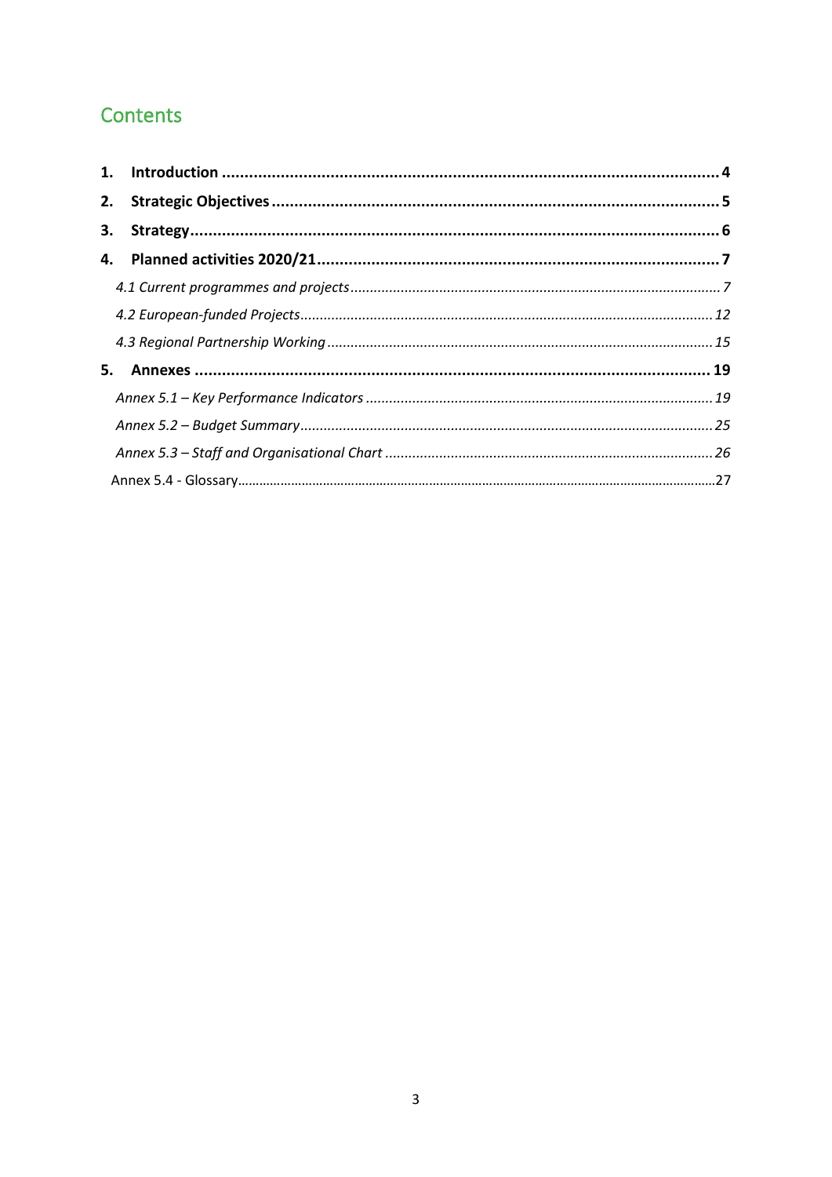## Contents

1. **Introduction** ... **4**
2. **Strategic Objectives** ... **5**
3. **Strategy** ... **6**
4. **Planned activities 2020/21** ... **7**
   - *4.1 Current programmes and projects* ... *7*
   - *4.2 European-funded Projects* ... *12*
   - *4.3 Regional Partnership Working* ... *15*
5. **Annexes** ... **19**
   - *Annex 5.1 – Key Performance Indicators* ... *19*
   - *Annex 5.2 – Budget Summary* ... *25*
   - *Annex 5.3 – Staff and Organisational Chart* ... *26*
   - Annex 5.4 - Glossary ... 27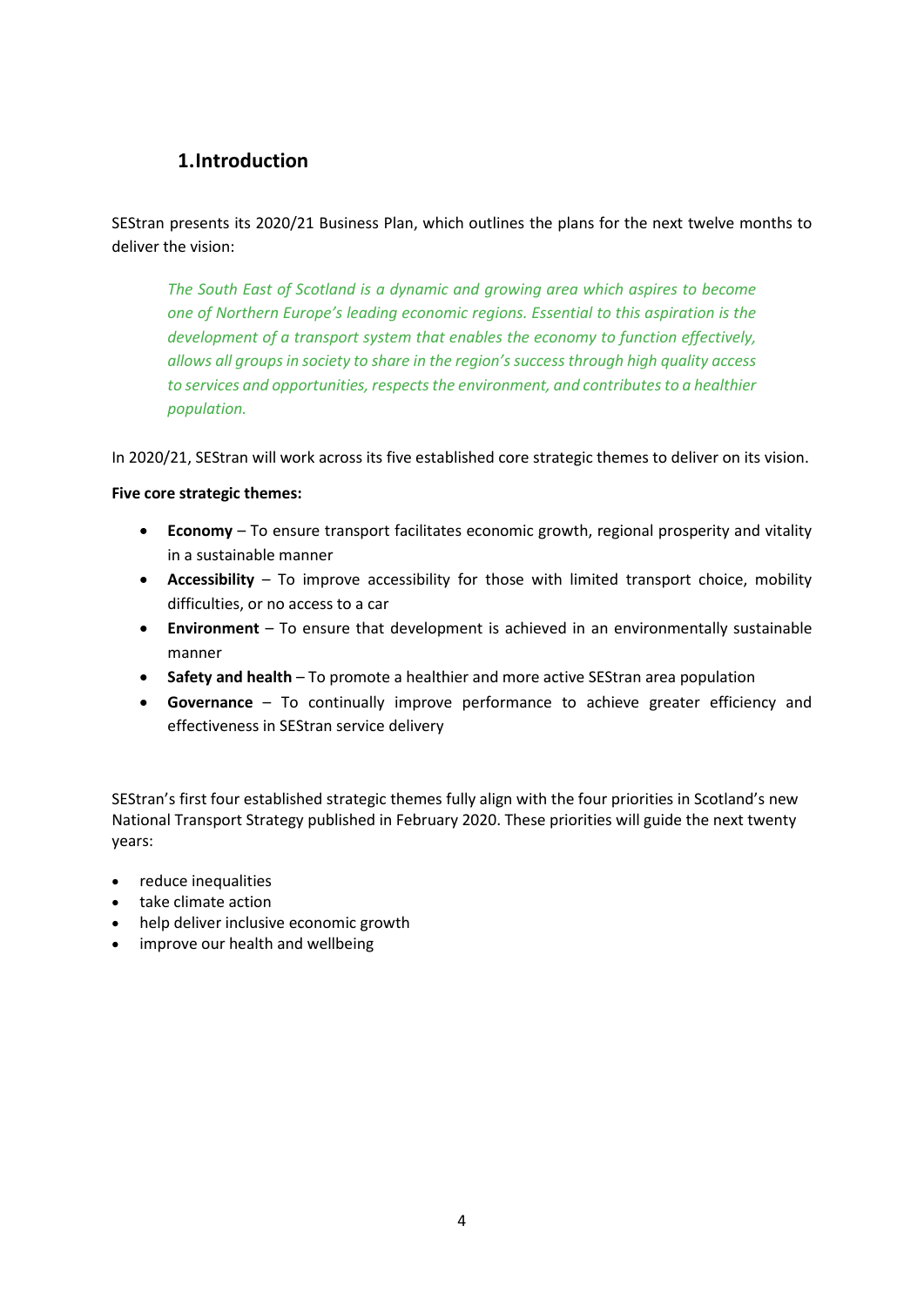# 1.Introduction

SEStran presents its 2020/21 Business Plan, which outlines the plans for the next twelve months to deliver the vision:

> *The South East of Scotland is a dynamic and growing area which aspires to become one of Northern Europe's leading economic regions. Essential to this aspiration is the development of a transport system that enables the economy to function effectively, allows all groups in society to share in the region's success through high quality access to services and opportunities, respects the environment, and contributes to a healthier population.*

In 2020/21, SEStran will work across its five established core strategic themes to deliver on its vision.

**Five core strategic themes:**

- **Economy** – To ensure transport facilitates economic growth, regional prosperity and vitality in a sustainable manner
- **Accessibility** – To improve accessibility for those with limited transport choice, mobility difficulties, or no access to a car
- **Environment** – To ensure that development is achieved in an environmentally sustainable manner
- **Safety and health** – To promote a healthier and more active SEStran area population
- **Governance** – To continually improve performance to achieve greater efficiency and effectiveness in SEStran service delivery

SEStran's first four established strategic themes fully align with the four priorities in Scotland's new National Transport Strategy published in February 2020. These priorities will guide the next twenty years:

- reduce inequalities
- take climate action
- help deliver inclusive economic growth
- improve our health and wellbeing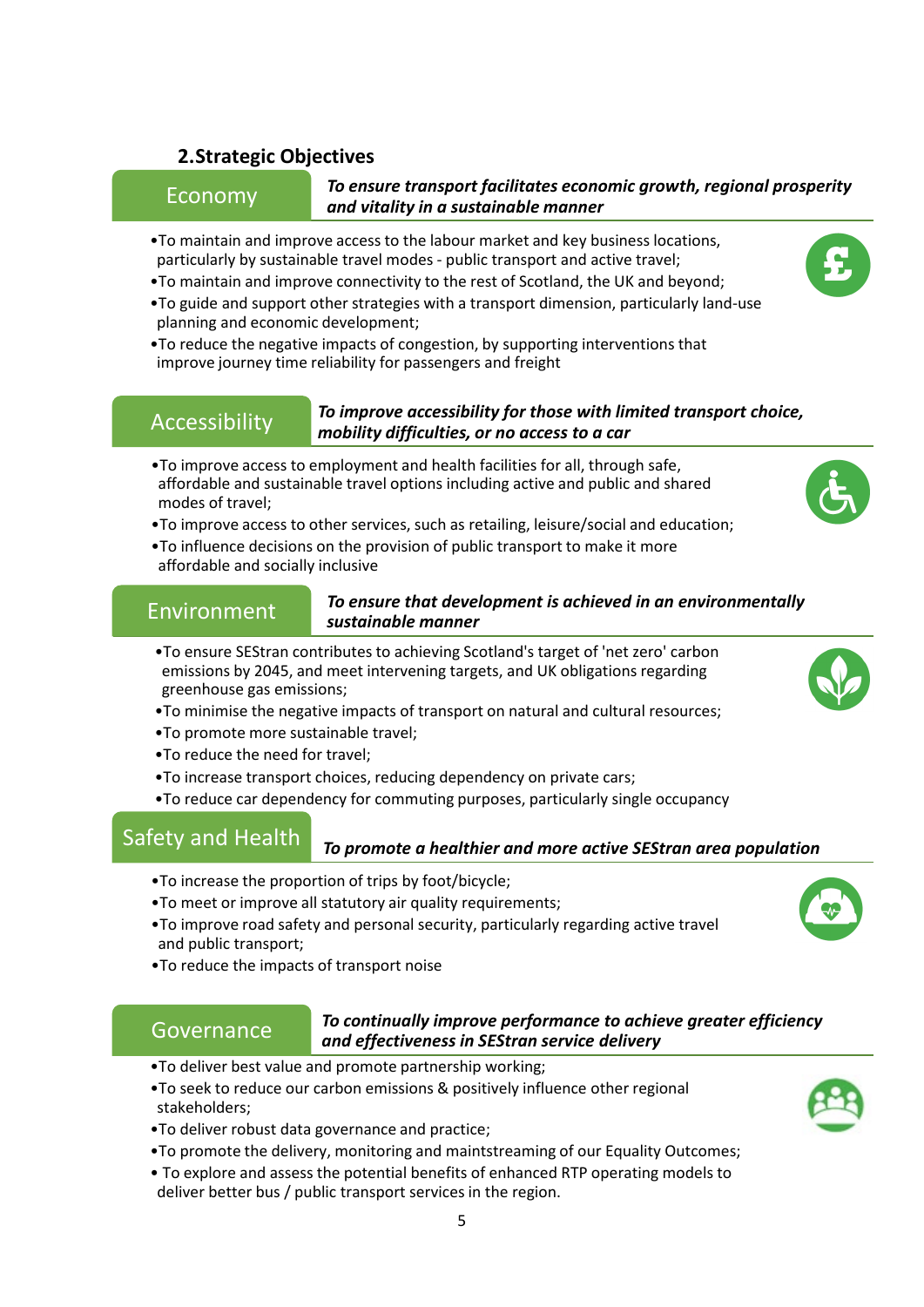## 2. Strategic Objectives

### Economy

***To ensure transport facilitates economic growth, regional prosperity and vitality in a sustainable manner***

- To maintain and improve access to the labour market and key business locations, particularly by sustainable travel modes - public transport and active travel;
- To maintain and improve connectivity to the rest of Scotland, the UK and beyond;
- To guide and support other strategies with a transport dimension, particularly land-use planning and economic development;
- To reduce the negative impacts of congestion, by supporting interventions that improve journey time reliability for passengers and freight

### Accessibility

***To improve accessibility for those with limited transport choice, mobility difficulties, or no access to a car***

- To improve access to employment and health facilities for all, through safe, affordable and sustainable travel options including active and public and shared modes of travel;
- To improve access to other services, such as retailing, leisure/social and education;
- To influence decisions on the provision of public transport to make it more affordable and socially inclusive

### Environment

***To ensure that development is achieved in an environmentally sustainable manner***

- To ensure SEStran contributes to achieving Scotland's target of 'net zero' carbon emissions by 2045, and meet intervening targets, and UK obligations regarding greenhouse gas emissions;
- To minimise the negative impacts of transport on natural and cultural resources;
- To promote more sustainable travel;
- To reduce the need for travel;
- To increase transport choices, reducing dependency on private cars;
- To reduce car dependency for commuting purposes, particularly single occupancy

### Safety and Health

***To promote a healthier and more active SEStran area population***

- To increase the proportion of trips by foot/bicycle;
- To meet or improve all statutory air quality requirements;
- To improve road safety and personal security, particularly regarding active travel and public transport;
- To reduce the impacts of transport noise

### Governance

***To continually improve performance to achieve greater efficiency and effectiveness in SEStran service delivery***

- To deliver best value and promote partnership working;
- To seek to reduce our carbon emissions & positively influence other regional stakeholders;
- To deliver robust data governance and practice;
- To promote the delivery, monitoring and maintstreaming of our Equality Outcomes;
- To explore and assess the potential benefits of enhanced RTP operating models to deliver better bus / public transport services in the region.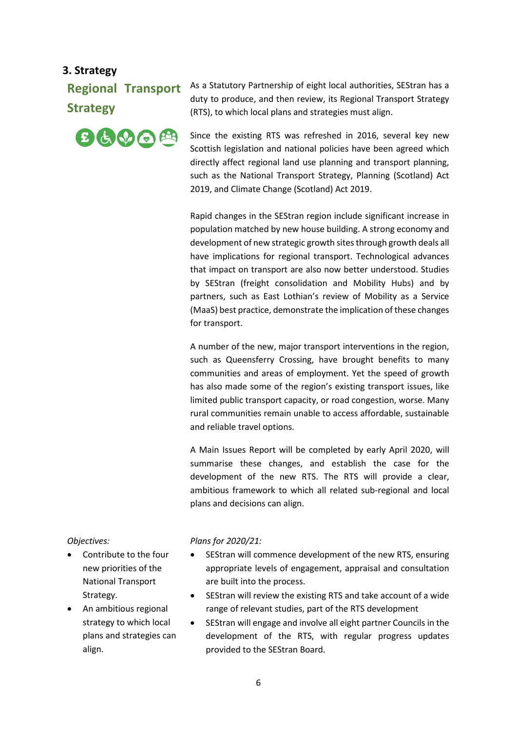## 3. Strategy

### Regional Transport Strategy

As a Statutory Partnership of eight local authorities, SEStran has a duty to produce, and then review, its Regional Transport Strategy (RTS), to which local plans and strategies must align.

Since the existing RTS was refreshed in 2016, several key new Scottish legislation and national policies have been agreed which directly affect regional land use planning and transport planning, such as the National Transport Strategy, Planning (Scotland) Act 2019, and Climate Change (Scotland) Act 2019.

Rapid changes in the SEStran region include significant increase in population matched by new house building. A strong economy and development of new strategic growth sites through growth deals all have implications for regional transport. Technological advances that impact on transport are also now better understood. Studies by SEStran (freight consolidation and Mobility Hubs) and by partners, such as East Lothian's review of Mobility as a Service (MaaS) best practice, demonstrate the implication of these changes for transport.

A number of the new, major transport interventions in the region, such as Queensferry Crossing, have brought benefits to many communities and areas of employment. Yet the speed of growth has also made some of the region's existing transport issues, like limited public transport capacity, or road congestion, worse. Many rural communities remain unable to access affordable, sustainable and reliable travel options.

A Main Issues Report will be completed by early April 2020, will summarise these changes, and establish the case for the development of the new RTS. The RTS will provide a clear, ambitious framework to which all related sub-regional and local plans and decisions can align.

*Objectives:*

- Contribute to the four new priorities of the National Transport Strategy.
- An ambitious regional strategy to which local plans and strategies can align.

*Plans for 2020/21:*

- SEStran will commence development of the new RTS, ensuring appropriate levels of engagement, appraisal and consultation are built into the process.
- SEStran will review the existing RTS and take account of a wide range of relevant studies, part of the RTS development
- SEStran will engage and involve all eight partner Councils in the development of the RTS, with regular progress updates provided to the SEStran Board.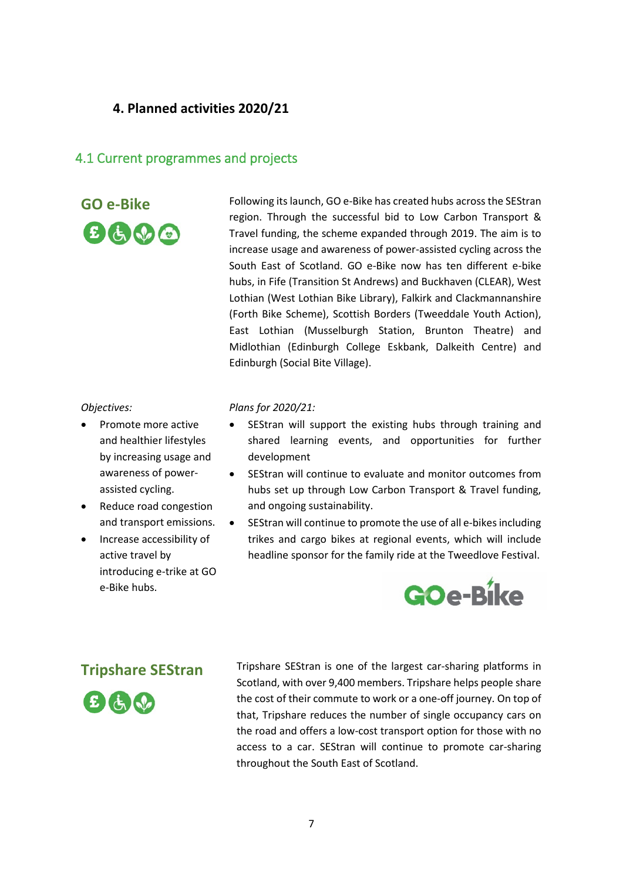# 4. Planned activities 2020/21

## 4.1 Current programmes and projects

### GO e-Bike

Following its launch, GO e-Bike has created hubs across the SEStran region. Through the successful bid to Low Carbon Transport & Travel funding, the scheme expanded through 2019. The aim is to increase usage and awareness of power-assisted cycling across the South East of Scotland. GO e-Bike now has ten different e-bike hubs, in Fife (Transition St Andrews) and Buckhaven (CLEAR), West Lothian (West Lothian Bike Library), Falkirk and Clackmannanshire (Forth Bike Scheme), Scottish Borders (Tweeddale Youth Action), East Lothian (Musselburgh Station, Brunton Theatre) and Midlothian (Edinburgh College Eskbank, Dalkeith Centre) and Edinburgh (Social Bite Village).

*Objectives:*

- Promote more active and healthier lifestyles by increasing usage and awareness of power-assisted cycling.
- Reduce road congestion and transport emissions.
- Increase accessibility of active travel by introducing e-trike at GO e-Bike hubs.

*Plans for 2020/21:*

- SEStran will support the existing hubs through training and shared learning events, and opportunities for further development
- SEStran will continue to evaluate and monitor outcomes from hubs set up through Low Carbon Transport & Travel funding, and ongoing sustainability.
- SEStran will continue to promote the use of all e-bikes including trikes and cargo bikes at regional events, which will include headline sponsor for the family ride at the Tweedlove Festival.

### Tripshare SEStran

Tripshare SEStran is one of the largest car-sharing platforms in Scotland, with over 9,400 members. Tripshare helps people share the cost of their commute to work or a one-off journey. On top of that, Tripshare reduces the number of single occupancy cars on the road and offers a low-cost transport option for those with no access to a car. SEStran will continue to promote car-sharing throughout the South East of Scotland.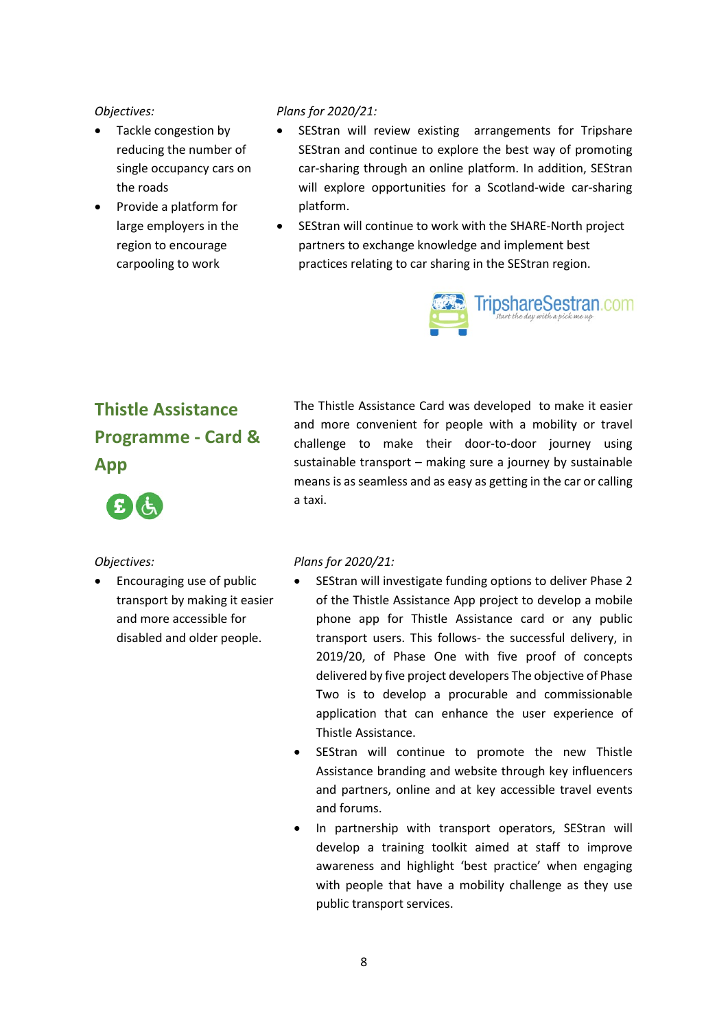*Objectives:*

- Tackle congestion by reducing the number of single occupancy cars on the roads
- Provide a platform for large employers in the region to encourage carpooling to work

*Plans for 2020/21:*

- SEStran will review existing arrangements for Tripshare SEStran and continue to explore the best way of promoting car-sharing through an online platform. In addition, SEStran will explore opportunities for a Scotland-wide car-sharing platform.
- SEStran will continue to work with the SHARE-North project partners to exchange knowledge and implement best practices relating to car sharing in the SEStran region.

TripshareSestran.com
Start the day with a pick me up

## Thistle Assistance Programme - Card & App

The Thistle Assistance Card was developed to make it easier and more convenient for people with a mobility or travel challenge to make their door-to-door journey using sustainable transport – making sure a journey by sustainable means is as seamless and as easy as getting in the car or calling a taxi.

*Objectives:*

- Encouraging use of public transport by making it easier and more accessible for disabled and older people.

*Plans for 2020/21:*

- SEStran will investigate funding options to deliver Phase 2 of the Thistle Assistance App project to develop a mobile phone app for Thistle Assistance card or any public transport users. This follows- the successful delivery, in 2019/20, of Phase One with five proof of concepts delivered by five project developers The objective of Phase Two is to develop a procurable and commissionable application that can enhance the user experience of Thistle Assistance.
- SEStran will continue to promote the new Thistle Assistance branding and website through key influencers and partners, online and at key accessible travel events and forums.
- In partnership with transport operators, SEStran will develop a training toolkit aimed at staff to improve awareness and highlight 'best practice' when engaging with people that have a mobility challenge as they use public transport services.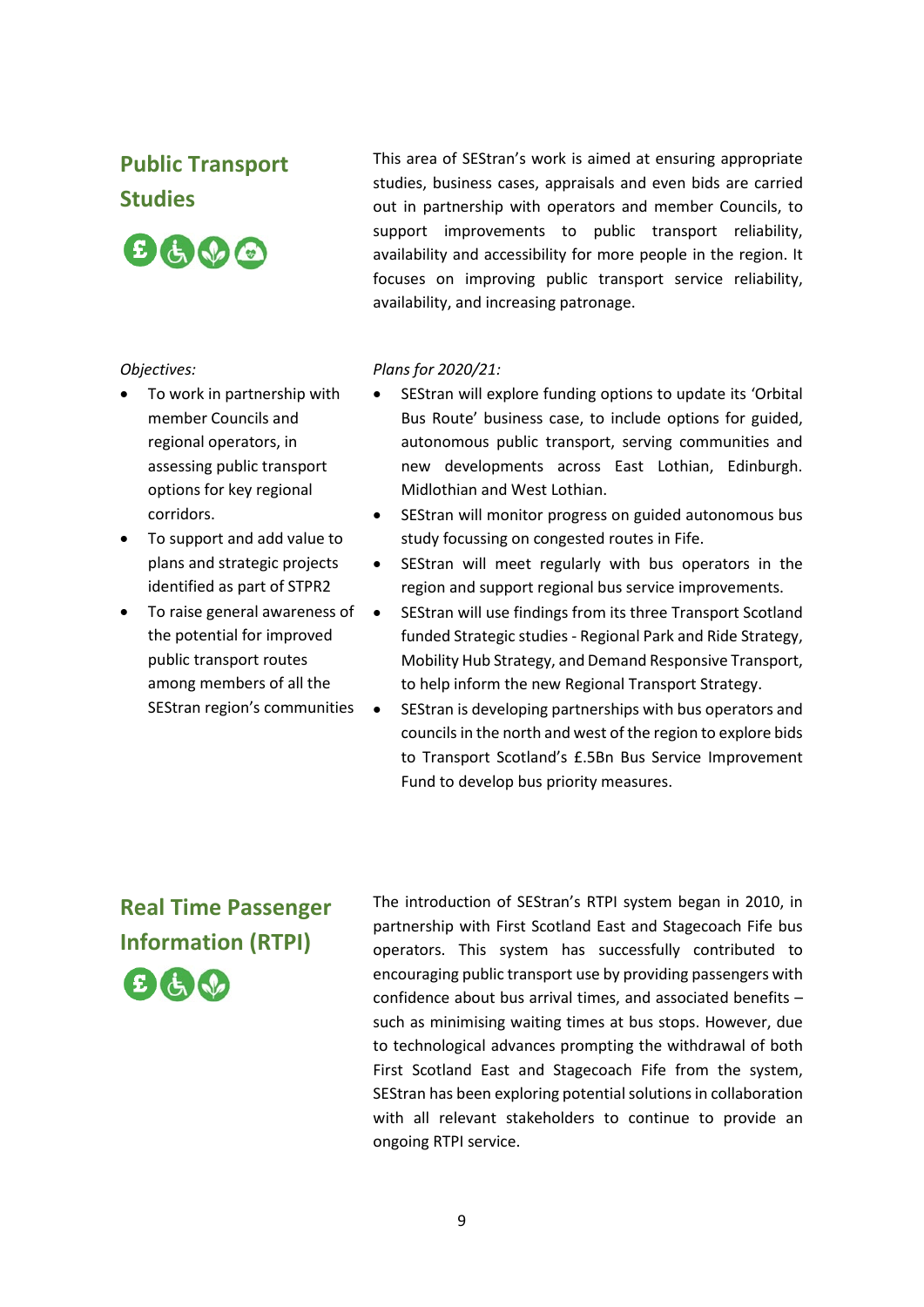## Public Transport Studies

This area of SEStran's work is aimed at ensuring appropriate studies, business cases, appraisals and even bids are carried out in partnership with operators and member Councils, to support improvements to public transport reliability, availability and accessibility for more people in the region. It focuses on improving public transport service reliability, availability, and increasing patronage.

*Objectives:*

- To work in partnership with member Councils and regional operators, in assessing public transport options for key regional corridors.
- To support and add value to plans and strategic projects identified as part of STPR2
- To raise general awareness of the potential for improved public transport routes among members of all the SEStran region's communities

*Plans for 2020/21:*

- SEStran will explore funding options to update its 'Orbital Bus Route' business case, to include options for guided, autonomous public transport, serving communities and new developments across East Lothian, Edinburgh. Midlothian and West Lothian.
- SEStran will monitor progress on guided autonomous bus study focussing on congested routes in Fife.
- SEStran will meet regularly with bus operators in the region and support regional bus service improvements.
- SEStran will use findings from its three Transport Scotland funded Strategic studies - Regional Park and Ride Strategy, Mobility Hub Strategy, and Demand Responsive Transport, to help inform the new Regional Transport Strategy.
- SEStran is developing partnerships with bus operators and councils in the north and west of the region to explore bids to Transport Scotland's £.5Bn Bus Service Improvement Fund to develop bus priority measures.

## Real Time Passenger Information (RTPI)

The introduction of SEStran's RTPI system began in 2010, in partnership with First Scotland East and Stagecoach Fife bus operators. This system has successfully contributed to encouraging public transport use by providing passengers with confidence about bus arrival times, and associated benefits – such as minimising waiting times at bus stops. However, due to technological advances prompting the withdrawal of both First Scotland East and Stagecoach Fife from the system, SEStran has been exploring potential solutions in collaboration with all relevant stakeholders to continue to provide an ongoing RTPI service.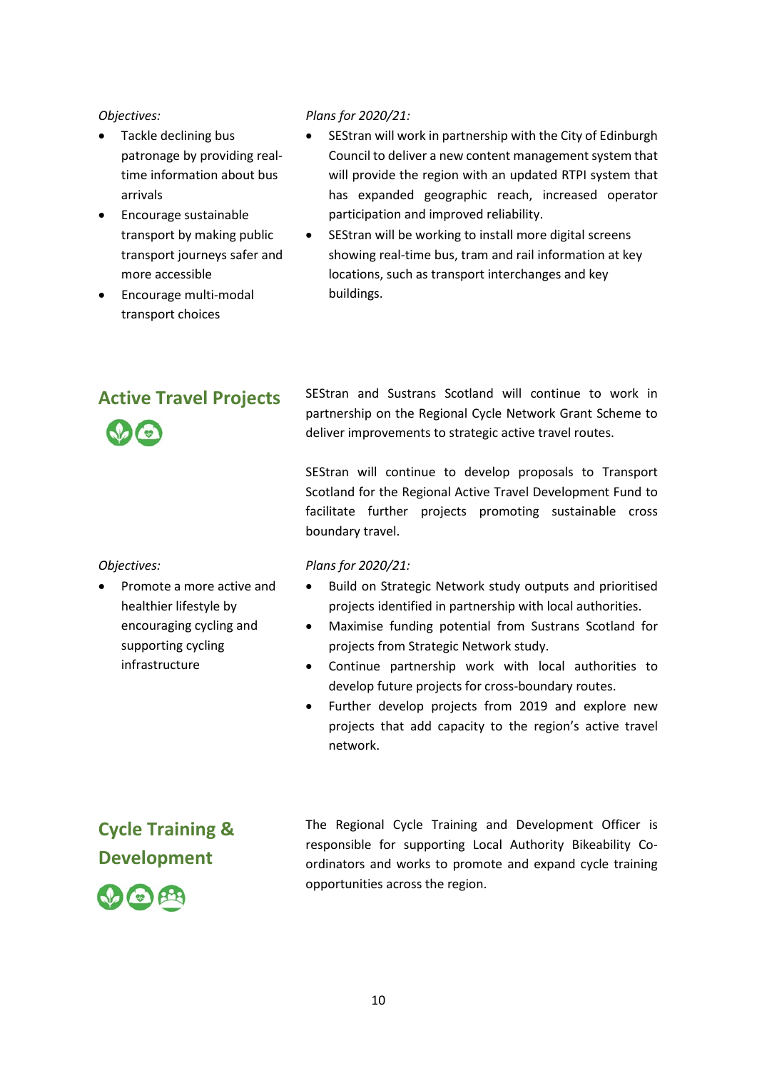*Objectives:*

- Tackle declining bus patronage by providing real-time information about bus arrivals
- Encourage sustainable transport by making public transport journeys safer and more accessible
- Encourage multi-modal transport choices

*Plans for 2020/21:*

- SEStran will work in partnership with the City of Edinburgh Council to deliver a new content management system that will provide the region with an updated RTPI system that has expanded geographic reach, increased operator participation and improved reliability.
- SEStran will be working to install more digital screens showing real-time bus, tram and rail information at key locations, such as transport interchanges and key buildings.

## Active Travel Projects

SEStran and Sustrans Scotland will continue to work in partnership on the Regional Cycle Network Grant Scheme to deliver improvements to strategic active travel routes.

SEStran will continue to develop proposals to Transport Scotland for the Regional Active Travel Development Fund to facilitate further projects promoting sustainable cross boundary travel.

*Objectives:*

- Promote a more active and healthier lifestyle by encouraging cycling and supporting cycling infrastructure

*Plans for 2020/21:*

- Build on Strategic Network study outputs and prioritised projects identified in partnership with local authorities.
- Maximise funding potential from Sustrans Scotland for projects from Strategic Network study.
- Continue partnership work with local authorities to develop future projects for cross-boundary routes.
- Further develop projects from 2019 and explore new projects that add capacity to the region's active travel network.

## Cycle Training & Development

The Regional Cycle Training and Development Officer is responsible for supporting Local Authority Bikeability Co-ordinators and works to promote and expand cycle training opportunities across the region.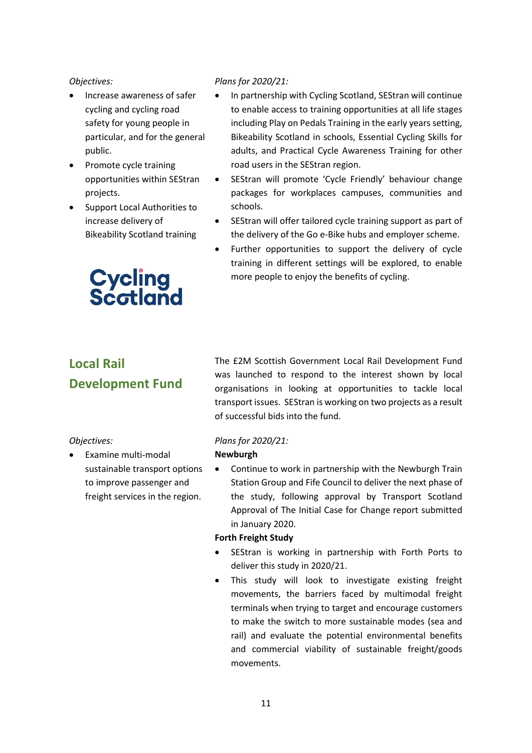*Objectives:*

- Increase awareness of safer cycling and cycling road safety for young people in particular, and for the general public.
- Promote cycle training opportunities within SEStran projects.
- Support Local Authorities to increase delivery of Bikeability Scotland training

*Plans for 2020/21:*

- In partnership with Cycling Scotland, SEStran will continue to enable access to training opportunities at all life stages including Play on Pedals Training in the early years setting, Bikeability Scotland in schools, Essential Cycling Skills for adults, and Practical Cycle Awareness Training for other road users in the SEStran region.
- SEStran will promote 'Cycle Friendly' behaviour change packages for workplaces campuses, communities and schools.
- SEStran will offer tailored cycle training support as part of the delivery of the Go e-Bike hubs and employer scheme.
- Further opportunities to support the delivery of cycle training in different settings will be explored, to enable more people to enjoy the benefits of cycling.

Cycling Scotland

## Local Rail Development Fund

The £2M Scottish Government Local Rail Development Fund was launched to respond to the interest shown by local organisations in looking at opportunities to tackle local transport issues. SEStran is working on two projects as a result of successful bids into the fund.

*Objectives:*

- Examine multi-modal sustainable transport options to improve passenger and freight services in the region.

*Plans for 2020/21:*

**Newburgh**

- Continue to work in partnership with the Newburgh Train Station Group and Fife Council to deliver the next phase of the study, following approval by Transport Scotland Approval of The Initial Case for Change report submitted in January 2020.

**Forth Freight Study**

- SEStran is working in partnership with Forth Ports to deliver this study in 2020/21.
- This study will look to investigate existing freight movements, the barriers faced by multimodal freight terminals when trying to target and encourage customers to make the switch to more sustainable modes (sea and rail) and evaluate the potential environmental benefits and commercial viability of sustainable freight/goods movements.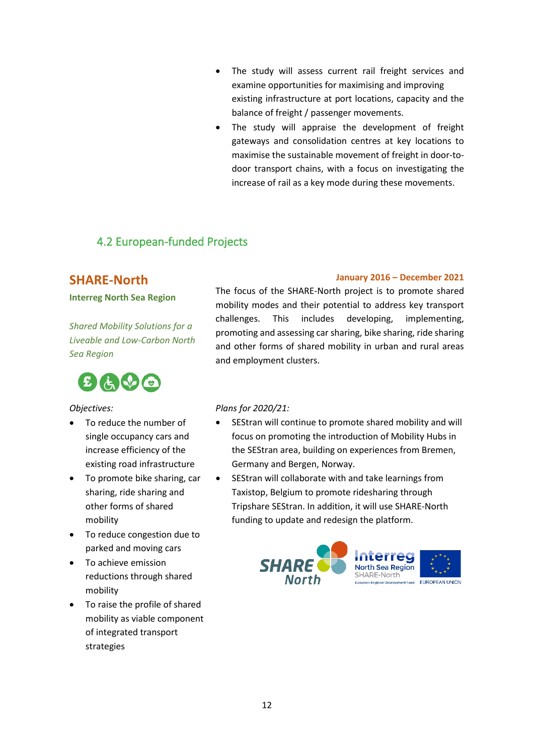- The study will assess current rail freight services and examine opportunities for maximising and improving existing infrastructure at port locations, capacity and the balance of freight / passenger movements.
- The study will appraise the development of freight gateways and consolidation centres at key locations to maximise the sustainable movement of freight in door-to-door transport chains, with a focus on investigating the increase of rail as a key mode during these movements.

## 4.2 European-funded Projects

### SHARE-North

**Interreg North Sea Region**

*Shared Mobility Solutions for a Liveable and Low-Carbon North Sea Region*

**January 2016 – December 2021**

The focus of the SHARE-North project is to promote shared mobility modes and their potential to address key transport challenges. This includes developing, implementing, promoting and assessing car sharing, bike sharing, ride sharing and other forms of shared mobility in urban and rural areas and employment clusters.

*Objectives:*

- To reduce the number of single occupancy cars and increase efficiency of the existing road infrastructure
- To promote bike sharing, car sharing, ride sharing and other forms of shared mobility
- To reduce congestion due to parked and moving cars
- To achieve emission reductions through shared mobility
- To raise the profile of shared mobility as viable component of integrated transport strategies

*Plans for 2020/21:*

- SEStran will continue to promote shared mobility and will focus on promoting the introduction of Mobility Hubs in the SEStran area, building on experiences from Bremen, Germany and Bergen, Norway.
- SEStran will collaborate with and take learnings from Taxistop, Belgium to promote ridesharing through Tripshare SEStran. In addition, it will use SHARE-North funding to update and redesign the platform.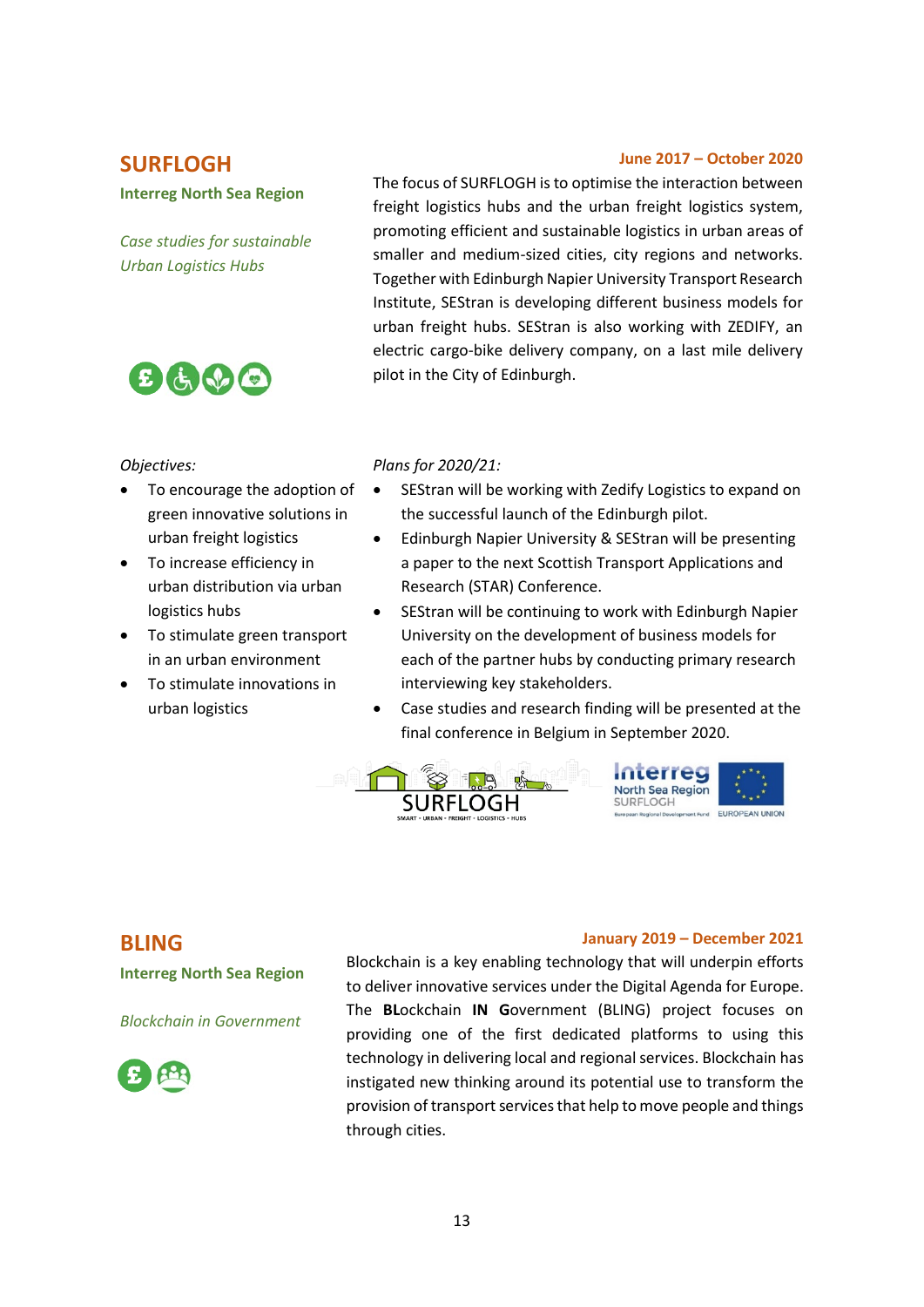## SURFLOGH

**Interreg North Sea Region**

*Case studies for sustainable Urban Logistics Hubs*

**June 2017 – October 2020**

The focus of SURFLOGH is to optimise the interaction between freight logistics hubs and the urban freight logistics system, promoting efficient and sustainable logistics in urban areas of smaller and medium-sized cities, city regions and networks. Together with Edinburgh Napier University Transport Research Institute, SEStran is developing different business models for urban freight hubs. SEStran is also working with ZEDIFY, an electric cargo-bike delivery company, on a last mile delivery pilot in the City of Edinburgh.

*Objectives:*

- To encourage the adoption of green innovative solutions in urban freight logistics
- To increase efficiency in urban distribution via urban logistics hubs
- To stimulate green transport in an urban environment
- To stimulate innovations in urban logistics

*Plans for 2020/21:*

- SEStran will be working with Zedify Logistics to expand on the successful launch of the Edinburgh pilot.
- Edinburgh Napier University & SEStran will be presenting a paper to the next Scottish Transport Applications and Research (STAR) Conference.
- SEStran will be continuing to work with Edinburgh Napier University on the development of business models for each of the partner hubs by conducting primary research interviewing key stakeholders.
- Case studies and research finding will be presented at the final conference in Belgium in September 2020.

## BLING

**Interreg North Sea Region**

*Blockchain in Government*

**January 2019 – December 2021**

Blockchain is a key enabling technology that will underpin efforts to deliver innovative services under the Digital Agenda for Europe. The **BL**ockchain **IN** **G**overnment (BLING) project focuses on providing one of the first dedicated platforms to using this technology in delivering local and regional services. Blockchain has instigated new thinking around its potential use to transform the provision of transport services that help to move people and things through cities.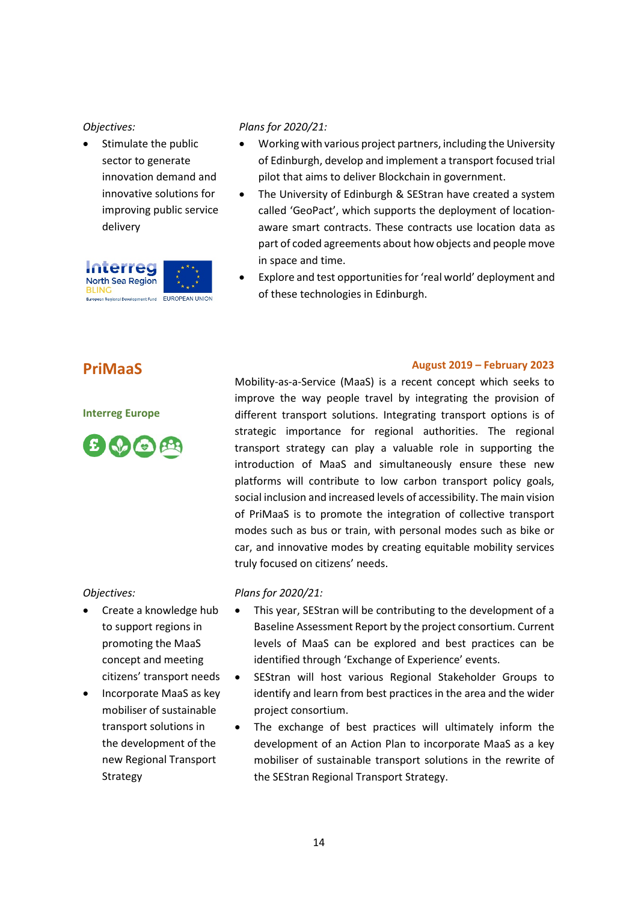*Objectives:*

- Stimulate the public sector to generate innovation demand and innovative solutions for improving public service delivery

*Plans for 2020/21:*

- Working with various project partners, including the University of Edinburgh, develop and implement a transport focused trial pilot that aims to deliver Blockchain in government.
- The University of Edinburgh & SEStran have created a system called 'GeoPact', which supports the deployment of location-aware smart contracts. These contracts use location data as part of coded agreements about how objects and people move in space and time.
- Explore and test opportunities for 'real world' deployment and of these technologies in Edinburgh.

## PriMaaS

**Interreg Europe**

**August 2019 – February 2023**

Mobility-as-a-Service (MaaS) is a recent concept which seeks to improve the way people travel by integrating the provision of different transport solutions. Integrating transport options is of strategic importance for regional authorities. The regional transport strategy can play a valuable role in supporting the introduction of MaaS and simultaneously ensure these new platforms will contribute to low carbon transport policy goals, social inclusion and increased levels of accessibility. The main vision of PriMaaS is to promote the integration of collective transport modes such as bus or train, with personal modes such as bike or car, and innovative modes by creating equitable mobility services truly focused on citizens' needs.

*Objectives:*

- Create a knowledge hub to support regions in promoting the MaaS concept and meeting citizens' transport needs
- Incorporate MaaS as key mobiliser of sustainable transport solutions in the development of the new Regional Transport Strategy

*Plans for 2020/21:*

- This year, SEStran will be contributing to the development of a Baseline Assessment Report by the project consortium. Current levels of MaaS can be explored and best practices can be identified through 'Exchange of Experience' events.
- SEStran will host various Regional Stakeholder Groups to identify and learn from best practices in the area and the wider project consortium.
- The exchange of best practices will ultimately inform the development of an Action Plan to incorporate MaaS as a key mobiliser of sustainable transport solutions in the rewrite of the SEStran Regional Transport Strategy.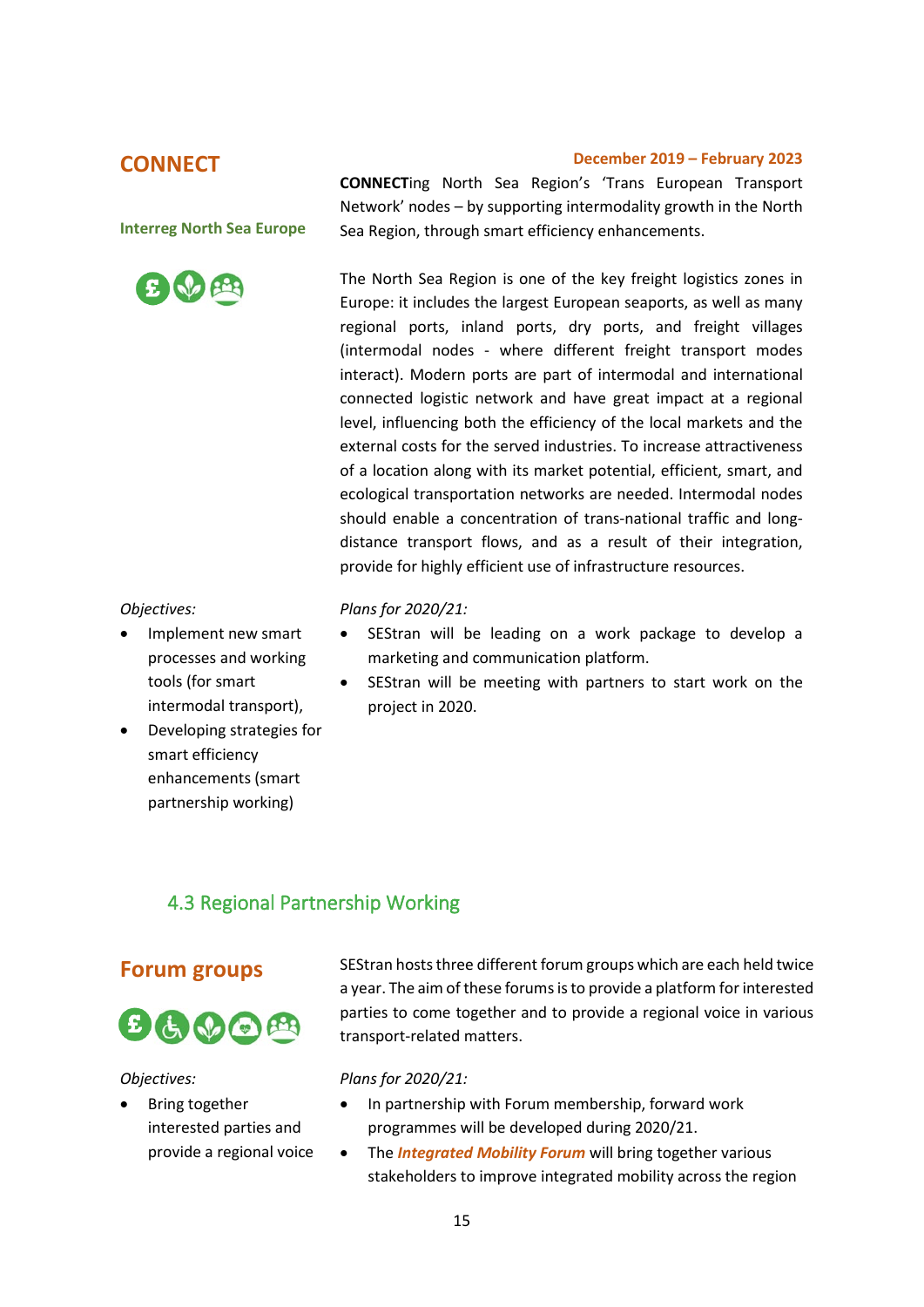## CONNECT

**December 2019 – February 2023**

**Interreg North Sea Europe**

**CONNECT**ing North Sea Region's 'Trans European Transport Network' nodes – by supporting intermodality growth in the North Sea Region, through smart efficiency enhancements.

The North Sea Region is one of the key freight logistics zones in Europe: it includes the largest European seaports, as well as many regional ports, inland ports, dry ports, and freight villages (intermodal nodes - where different freight transport modes interact). Modern ports are part of intermodal and international connected logistic network and have great impact at a regional level, influencing both the efficiency of the local markets and the external costs for the served industries. To increase attractiveness of a location along with its market potential, efficient, smart, and ecological transportation networks are needed. Intermodal nodes should enable a concentration of trans-national traffic and long-distance transport flows, and as a result of their integration, provide for highly efficient use of infrastructure resources.

*Objectives:*

- Implement new smart processes and working tools (for smart intermodal transport),
- Developing strategies for smart efficiency enhancements (smart partnership working)

*Plans for 2020/21:*

- SEStran will be leading on a work package to develop a marketing and communication platform.
- SEStran will be meeting with partners to start work on the project in 2020.

### 4.3 Regional Partnership Working

## Forum groups

SEStran hosts three different forum groups which are each held twice a year. The aim of these forums is to provide a platform for interested parties to come together and to provide a regional voice in various transport-related matters.

*Objectives:*

- Bring together interested parties and provide a regional voice

*Plans for 2020/21:*

- In partnership with Forum membership, forward work programmes will be developed during 2020/21.
- The ***Integrated Mobility Forum*** will bring together various stakeholders to improve integrated mobility across the region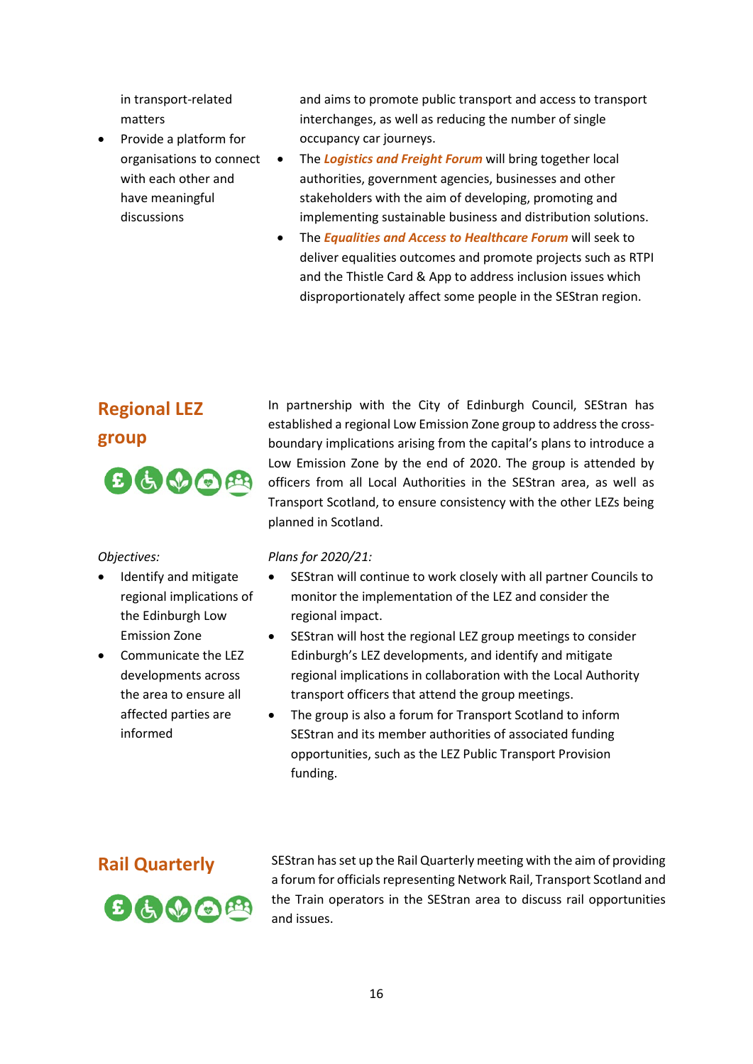in transport-related matters
- Provide a platform for organisations to connect with each other and have meaningful discussions

and aims to promote public transport and access to transport interchanges, as well as reducing the number of single occupancy car journeys.
- The ***Logistics and Freight Forum*** will bring together local authorities, government agencies, businesses and other stakeholders with the aim of developing, promoting and implementing sustainable business and distribution solutions.
- The ***Equalities and Access to Healthcare Forum*** will seek to deliver equalities outcomes and promote projects such as RTPI and the Thistle Card & App to address inclusion issues which disproportionately affect some people in the SEStran region.

## Regional LEZ group

In partnership with the City of Edinburgh Council, SEStran has established a regional Low Emission Zone group to address the cross-boundary implications arising from the capital's plans to introduce a Low Emission Zone by the end of 2020. The group is attended by officers from all Local Authorities in the SEStran area, as well as Transport Scotland, to ensure consistency with the other LEZs being planned in Scotland.

*Objectives:*
- Identify and mitigate regional implications of the Edinburgh Low Emission Zone
- Communicate the LEZ developments across the area to ensure all affected parties are informed

*Plans for 2020/21:*
- SEStran will continue to work closely with all partner Councils to monitor the implementation of the LEZ and consider the regional impact.
- SEStran will host the regional LEZ group meetings to consider Edinburgh's LEZ developments, and identify and mitigate regional implications in collaboration with the Local Authority transport officers that attend the group meetings.
- The group is also a forum for Transport Scotland to inform SEStran and its member authorities of associated funding opportunities, such as the LEZ Public Transport Provision funding.

## Rail Quarterly

SEStran has set up the Rail Quarterly meeting with the aim of providing a forum for officials representing Network Rail, Transport Scotland and the Train operators in the SEStran area to discuss rail opportunities and issues.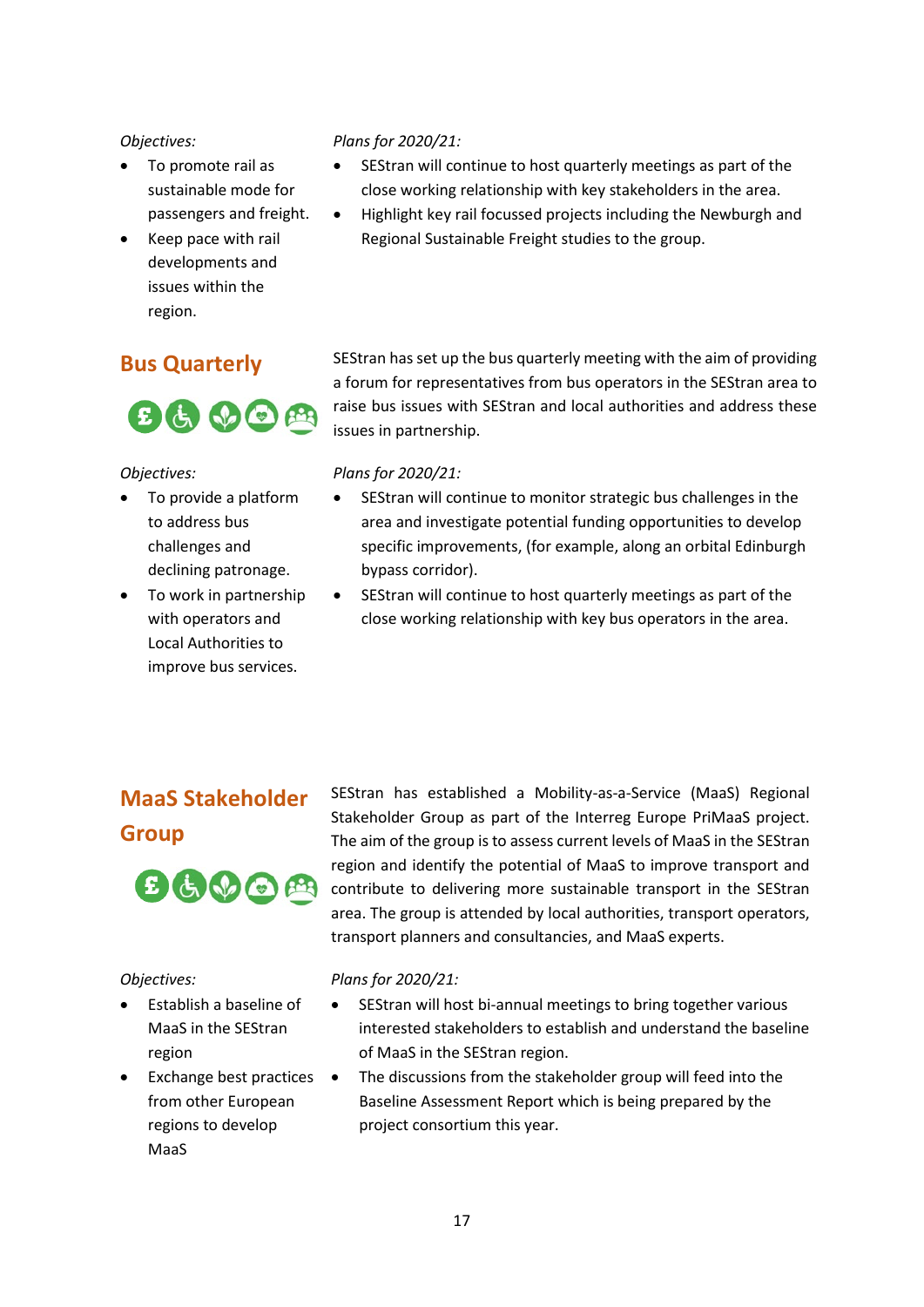*Objectives:*

- To promote rail as sustainable mode for passengers and freight.
- Keep pace with rail developments and issues within the region.

*Plans for 2020/21:*

- SEStran will continue to host quarterly meetings as part of the close working relationship with key stakeholders in the area.
- Highlight key rail focussed projects including the Newburgh and Regional Sustainable Freight studies to the group.

## Bus Quarterly

SEStran has set up the bus quarterly meeting with the aim of providing a forum for representatives from bus operators in the SEStran area to raise bus issues with SEStran and local authorities and address these issues in partnership.

*Objectives:*

- To provide a platform to address bus challenges and declining patronage.
- To work in partnership with operators and Local Authorities to improve bus services.

*Plans for 2020/21:*

- SEStran will continue to monitor strategic bus challenges in the area and investigate potential funding opportunities to develop specific improvements, (for example, along an orbital Edinburgh bypass corridor).
- SEStran will continue to host quarterly meetings as part of the close working relationship with key bus operators in the area.

## MaaS Stakeholder Group

SEStran has established a Mobility-as-a-Service (MaaS) Regional Stakeholder Group as part of the Interreg Europe PriMaaS project. The aim of the group is to assess current levels of MaaS in the SEStran region and identify the potential of MaaS to improve transport and contribute to delivering more sustainable transport in the SEStran area. The group is attended by local authorities, transport operators, transport planners and consultancies, and MaaS experts.

*Objectives:*

- Establish a baseline of MaaS in the SEStran region
- Exchange best practices from other European regions to develop MaaS

*Plans for 2020/21:*

- SEStran will host bi-annual meetings to bring together various interested stakeholders to establish and understand the baseline of MaaS in the SEStran region.
- The discussions from the stakeholder group will feed into the Baseline Assessment Report which is being prepared by the project consortium this year.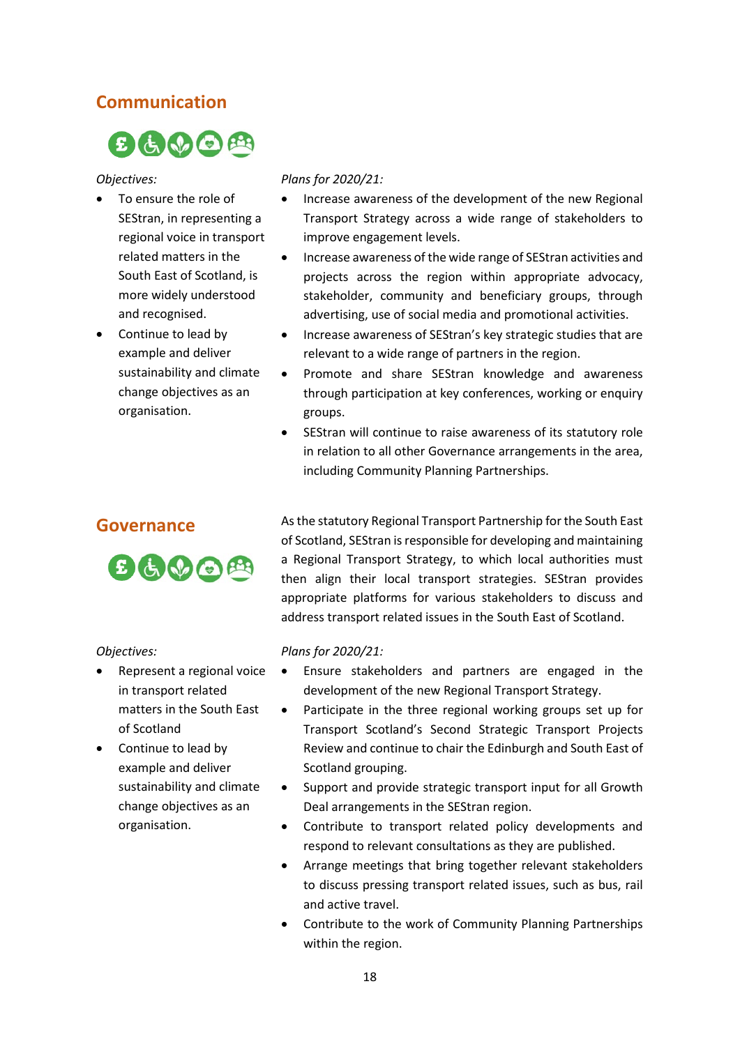## Communication

*Objectives:*

- To ensure the role of SEStran, in representing a regional voice in transport related matters in the South East of Scotland, is more widely understood and recognised.
- Continue to lead by example and deliver sustainability and climate change objectives as an organisation.

*Plans for 2020/21:*

- Increase awareness of the development of the new Regional Transport Strategy across a wide range of stakeholders to improve engagement levels.
- Increase awareness of the wide range of SEStran activities and projects across the region within appropriate advocacy, stakeholder, community and beneficiary groups, through advertising, use of social media and promotional activities.
- Increase awareness of SEStran's key strategic studies that are relevant to a wide range of partners in the region.
- Promote and share SEStran knowledge and awareness through participation at key conferences, working or enquiry groups.
- SEStran will continue to raise awareness of its statutory role in relation to all other Governance arrangements in the area, including Community Planning Partnerships.

## Governance

As the statutory Regional Transport Partnership for the South East of Scotland, SEStran is responsible for developing and maintaining a Regional Transport Strategy, to which local authorities must then align their local transport strategies. SEStran provides appropriate platforms for various stakeholders to discuss and address transport related issues in the South East of Scotland.

*Objectives:*

- Represent a regional voice in transport related matters in the South East of Scotland
- Continue to lead by example and deliver sustainability and climate change objectives as an organisation.

*Plans for 2020/21:*

- Ensure stakeholders and partners are engaged in the development of the new Regional Transport Strategy.
- Participate in the three regional working groups set up for Transport Scotland's Second Strategic Transport Projects Review and continue to chair the Edinburgh and South East of Scotland grouping.
- Support and provide strategic transport input for all Growth Deal arrangements in the SEStran region.
- Contribute to transport related policy developments and respond to relevant consultations as they are published.
- Arrange meetings that bring together relevant stakeholders to discuss pressing transport related issues, such as bus, rail and active travel.
- Contribute to the work of Community Planning Partnerships within the region.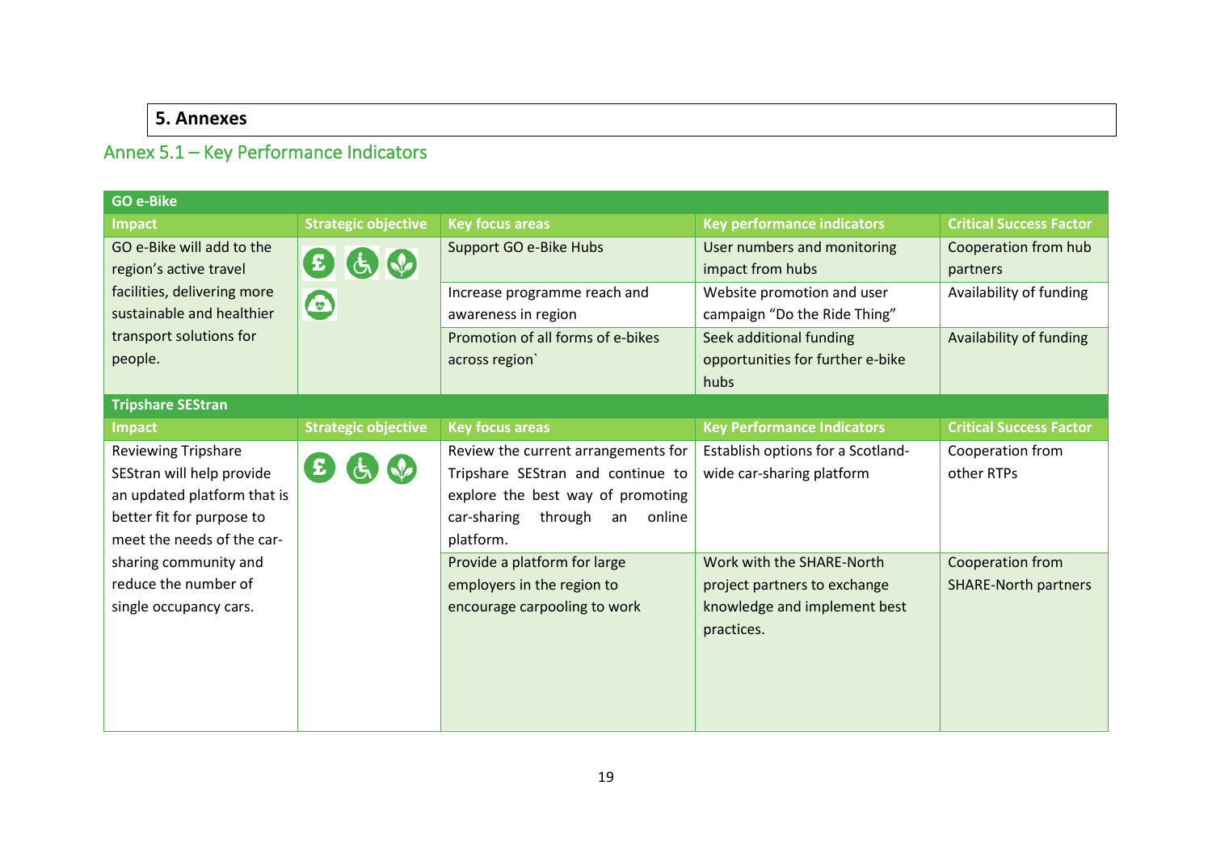## 5. Annexes

### Annex 5.1 – Key Performance Indicators

| GO e-Bike | | | | |
|---|---|---|---|---|
| **Impact** | **Strategic objective** | **Key focus areas** | **Key performance indicators** | **Critical Success Factor** |
| GO e-Bike will add to the region's active travel facilities, delivering more sustainable and healthier transport solutions for people. | | Support GO e-Bike Hubs | User numbers and monitoring impact from hubs | Cooperation from hub partners |
| | | Increase programme reach and awareness in region | Website promotion and user campaign "Do the Ride Thing" | Availability of funding |
| | | Promotion of all forms of e-bikes across region` | Seek additional funding opportunities for further e-bike hubs | Availability of funding |
| **Tripshare SEStran** | | | | |
| **Impact** | **Strategic objective** | **Key focus areas** | **Key Performance Indicators** | **Critical Success Factor** |
| Reviewing Tripshare SEStran will help provide an updated platform that is better fit for purpose to meet the needs of the car-sharing community and reduce the number of single occupancy cars. | | Review the current arrangements for Tripshare SEStran and continue to explore the best way of promoting car-sharing through an online platform. | Establish options for a Scotland-wide car-sharing platform | Cooperation from other RTPs |
| | | Provide a platform for large employers in the region to encourage carpooling to work | Work with the SHARE-North project partners to exchange knowledge and implement best practices. | Cooperation from SHARE-North partners |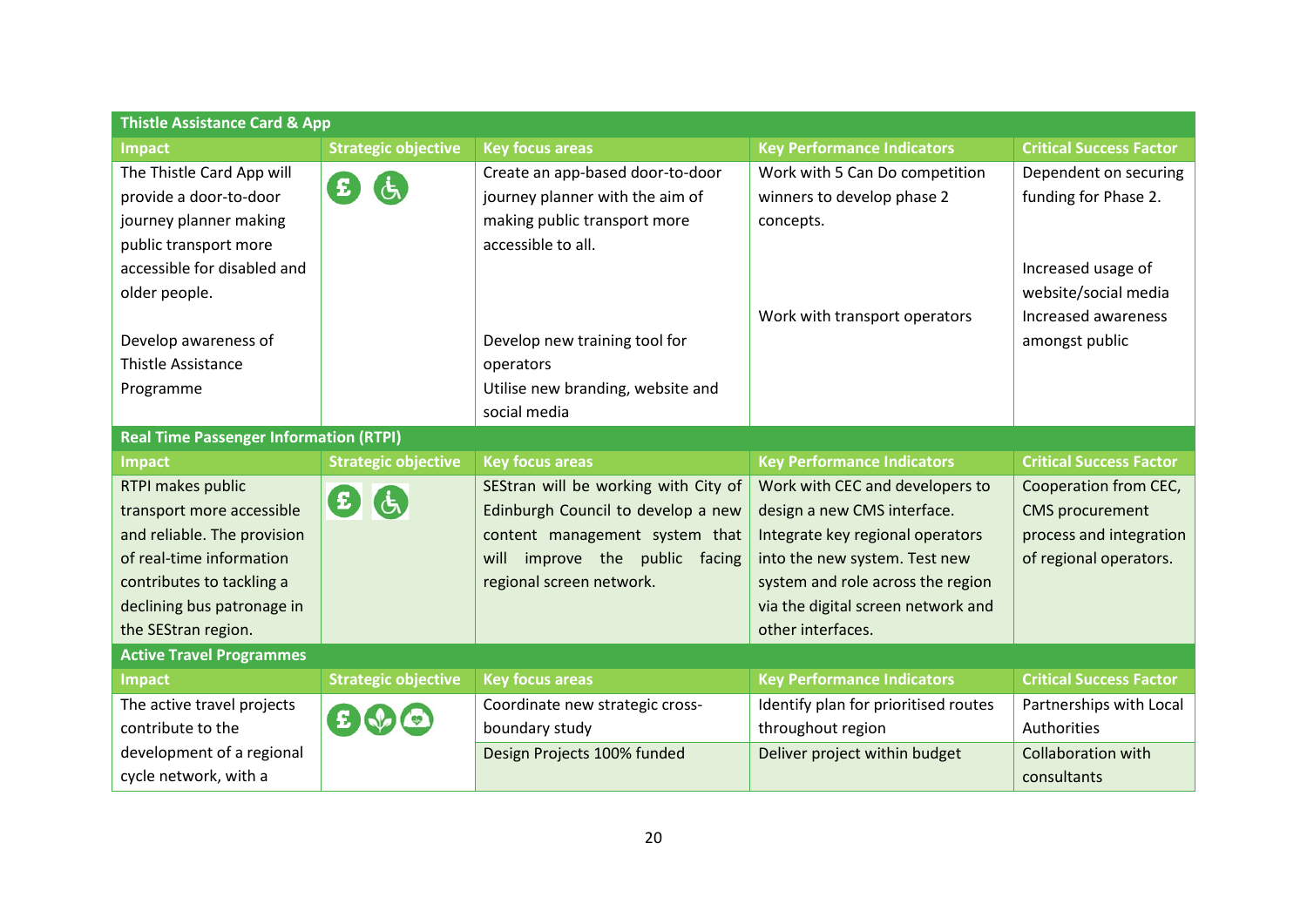| Thistle Assistance Card & App | | | | |
|---|---|---|---|---|
| **Impact** | **Strategic objective** | **Key focus areas** | **Key Performance Indicators** | **Critical Success Factor** |
| The Thistle Card App will provide a door-to-door journey planner making public transport more accessible for disabled and older people. | | Create an app-based door-to-door journey planner with the aim of making public transport more accessible to all. | Work with 5 Can Do competition winners to develop phase 2 concepts. | Dependent on securing funding for Phase 2. |
| Develop awareness of Thistle Assistance Programme | | Develop new training tool for operators<br>Utilise new branding, website and social media | Work with transport operators | Increased usage of website/social media<br>Increased awareness amongst public |
| **Real Time Passenger Information (RTPI)** | | | | |
| **Impact** | **Strategic objective** | **Key focus areas** | **Key Performance Indicators** | **Critical Success Factor** |
| RTPI makes public transport more accessible and reliable. The provision of real-time information contributes to tackling a declining bus patronage in the SEStran region. | | SEStran will be working with City of Edinburgh Council to develop a new content management system that will improve the public facing regional screen network. | Work with CEC and developers to design a new CMS interface. Integrate key regional operators into the new system. Test new system and role across the region via the digital screen network and other interfaces. | Cooperation from CEC, CMS procurement process and integration of regional operators. |
| **Active Travel Programmes** | | | | |
| **Impact** | **Strategic objective** | **Key focus areas** | **Key Performance Indicators** | **Critical Success Factor** |
| The active travel projects contribute to the development of a regional cycle network, with a | | Coordinate new strategic cross-boundary study | Identify plan for prioritised routes throughout region | Partnerships with Local Authorities |
| | | Design Projects 100% funded | Deliver project within budget | Collaboration with consultants |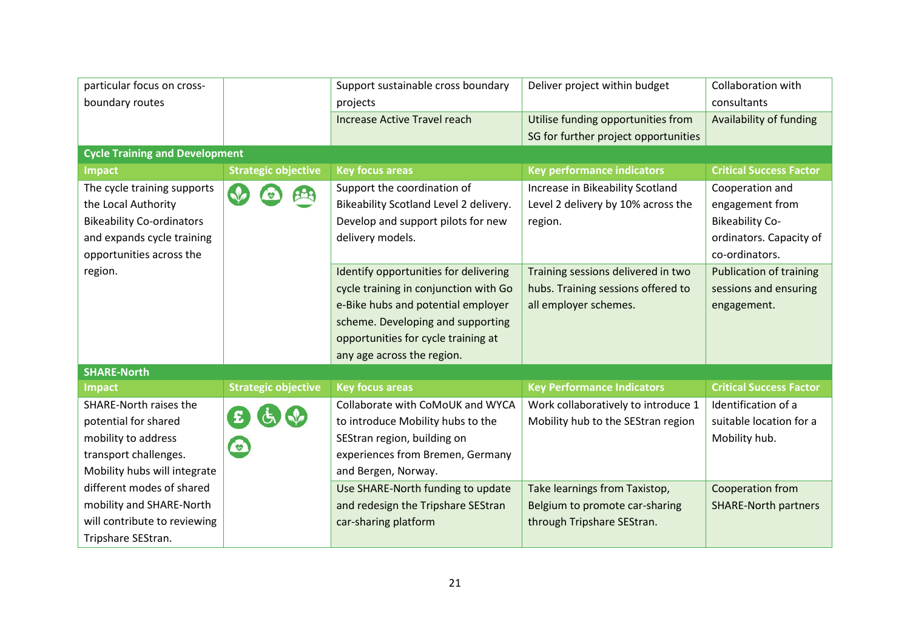| | | | | |
|---|---|---|---|---|
| particular focus on cross-boundary routes | | Support sustainable cross boundary projects | Deliver project within budget | Collaboration with consultants |
| | | Increase Active Travel reach | Utilise funding opportunities from SG for further project opportunities | Availability of funding |
| **Cycle Training and Development** | | | | |
| **Impact** | **Strategic objective** | **Key focus areas** | **Key performance indicators** | **Critical Success Factor** |
| The cycle training supports the Local Authority Bikeability Co-ordinators and expands cycle training opportunities across the region. | | Support the coordination of Bikeability Scotland Level 2 delivery. Develop and support pilots for new delivery models. | Increase in Bikeability Scotland Level 2 delivery by 10% across the region. | Cooperation and engagement from Bikeability Co-ordinators. Capacity of co-ordinators. |
| | | Identify opportunities for delivering cycle training in conjunction with Go e-Bike hubs and potential employer scheme. Developing and supporting opportunities for cycle training at any age across the region. | Training sessions delivered in two hubs. Training sessions offered to all employer schemes. | Publication of training sessions and ensuring engagement. |
| **SHARE-North** | | | | |
| **Impact** | **Strategic objective** | **Key focus areas** | **Key Performance Indicators** | **Critical Success Factor** |
| SHARE-North raises the potential for shared mobility to address transport challenges. Mobility hubs will integrate different modes of shared mobility and SHARE-North will contribute to reviewing Tripshare SEStran. | | Collaborate with CoMoUK and WYCA to introduce Mobility hubs to the SEStran region, building on experiences from Bremen, Germany and Bergen, Norway. | Work collaboratively to introduce 1 Mobility hub to the SEStran region | Identification of a suitable location for a Mobility hub. |
| | | Use SHARE-North funding to update and redesign the Tripshare SEStran car-sharing platform | Take learnings from Taxistop, Belgium to promote car-sharing through Tripshare SEStran. | Cooperation from SHARE-North partners |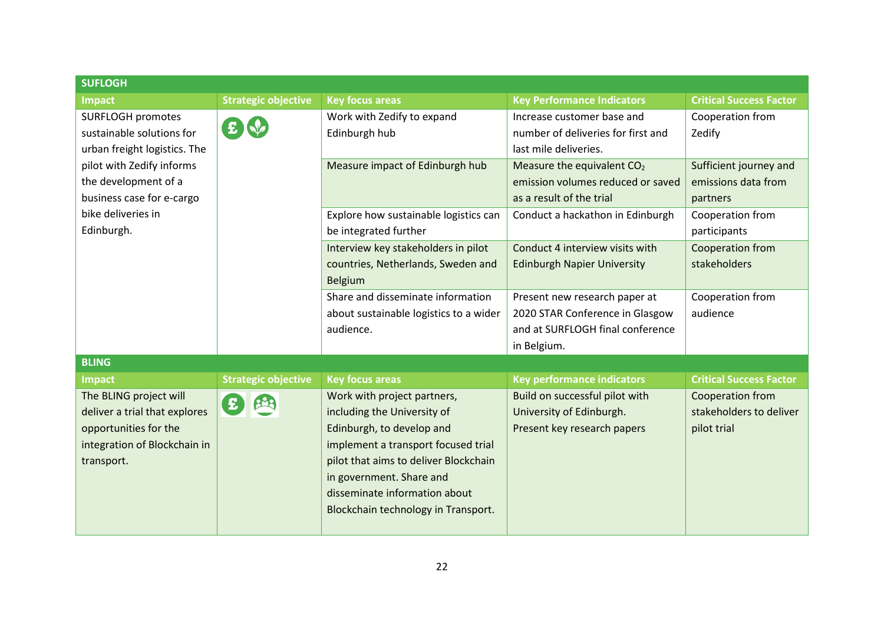| SUFLOGH | | | | |
|---|---|---|---|---|
| **Impact** | **Strategic objective** | **Key focus areas** | **Key Performance Indicators** | **Critical Success Factor** |
| SURFLOGH promotes sustainable solutions for urban freight logistics. The pilot with Zedify informs the development of a business case for e-cargo bike deliveries in Edinburgh. | | Work with Zedify to expand Edinburgh hub | Increase customer base and number of deliveries for first and last mile deliveries. | Cooperation from Zedify |
| | | Measure impact of Edinburgh hub | Measure the equivalent $CO_2$ emission volumes reduced or saved as a result of the trial | Sufficient journey and emissions data from partners |
| | | Explore how sustainable logistics can be integrated further | Conduct a hackathon in Edinburgh | Cooperation from participants |
| | | Interview key stakeholders in pilot countries, Netherlands, Sweden and Belgium | Conduct 4 interview visits with Edinburgh Napier University | Cooperation from stakeholders |
| | | Share and disseminate information about sustainable logistics to a wider audience. | Present new research paper at 2020 STAR Conference in Glasgow and at SURFLOGH final conference in Belgium. | Cooperation from audience |

| BLING | | | | |
|---|---|---|---|---|
| **Impact** | **Strategic objective** | **Key focus areas** | **Key performance indicators** | **Critical Success Factor** |
| The BLING project will deliver a trial that explores opportunities for the integration of Blockchain in transport. | | Work with project partners, including the University of Edinburgh, to develop and implement a transport focused trial pilot that aims to deliver Blockchain in government. Share and disseminate information about Blockchain technology in Transport. | Build on successful pilot with University of Edinburgh.<br>Present key research papers | Cooperation from stakeholders to deliver pilot trial |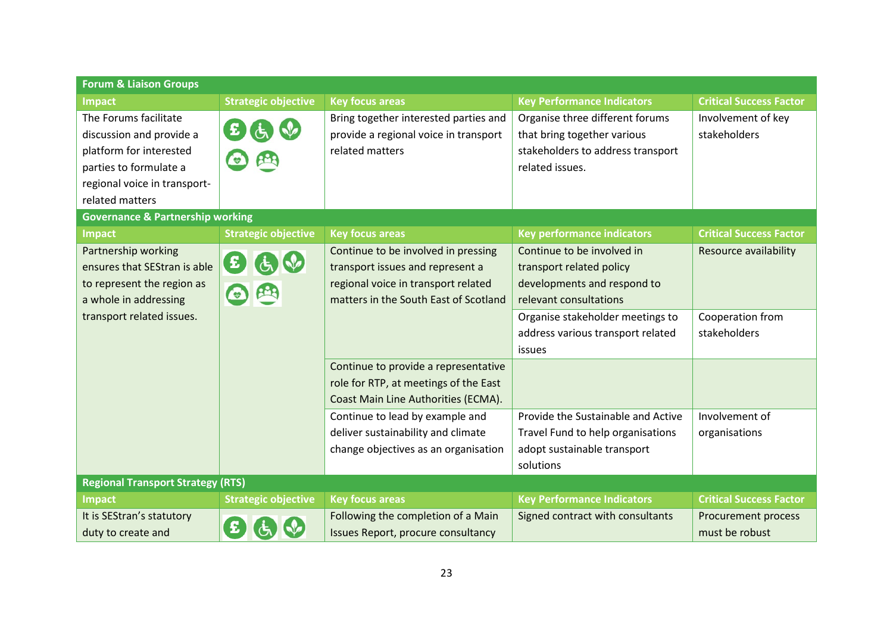| Forum & Liaison Groups | | | | |
|---|---|---|---|---|
| **Impact** | **Strategic objective** | **Key focus areas** | **Key Performance Indicators** | **Critical Success Factor** |
| The Forums facilitate discussion and provide a platform for interested parties to formulate a regional voice in transport-related matters | | Bring together interested parties and provide a regional voice in transport related matters | Organise three different forums that bring together various stakeholders to address transport related issues. | Involvement of key stakeholders |

| Governance & Partnership working | | | | |
|---|---|---|---|---|
| **Impact** | **Strategic objective** | **Key focus areas** | **Key performance indicators** | **Critical Success Factor** |
| Partnership working ensures that SEStran is able to represent the region as a whole in addressing transport related issues. | | Continue to be involved in pressing transport issues and represent a regional voice in transport related matters in the South East of Scotland | Continue to be involved in transport related policy developments and respond to relevant consultations | Resource availability |
| | | | Organise stakeholder meetings to address various transport related issues | Cooperation from stakeholders |
| | | Continue to provide a representative role for RTP, at meetings of the East Coast Main Line Authorities (ECMA). | | |
| | | Continue to lead by example and deliver sustainability and climate change objectives as an organisation | Provide the Sustainable and Active Travel Fund to help organisations adopt sustainable transport solutions | Involvement of organisations |

| Regional Transport Strategy (RTS) | | | | |
|---|---|---|---|---|
| **Impact** | **Strategic objective** | **Key focus areas** | **Key Performance Indicators** | **Critical Success Factor** |
| It is SEStran's statutory duty to create and | | Following the completion of a Main Issues Report, procure consultancy | Signed contract with consultants | Procurement process must be robust |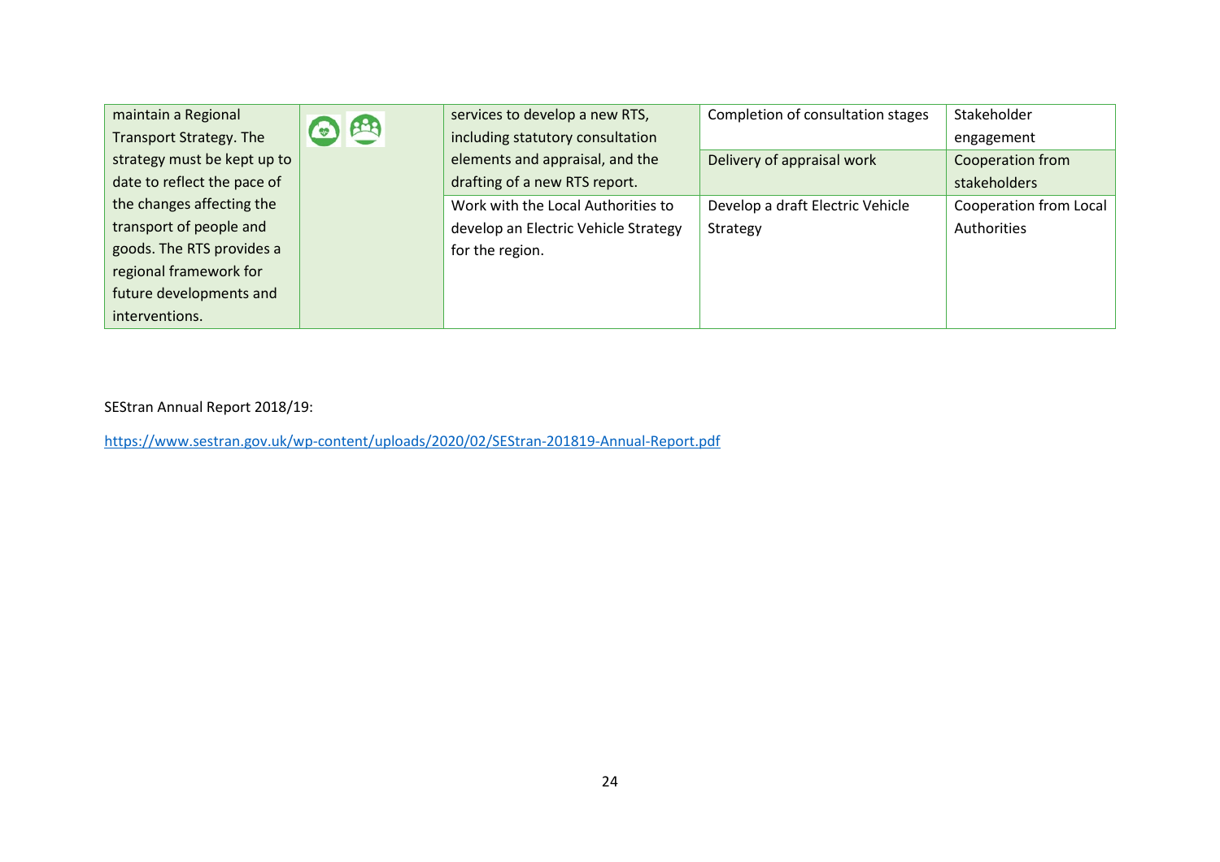| | | | | |
|---|---|---|---|---|
| maintain a Regional Transport Strategy. The strategy must be kept up to date to reflect the pace of the changes affecting the transport of people and goods. The RTS provides a regional framework for future developments and interventions. | | services to develop a new RTS, including statutory consultation elements and appraisal, and the drafting of a new RTS report. | Completion of consultation stages | Stakeholder engagement |
| | | | Delivery of appraisal work | Cooperation from stakeholders |
| | | Work with the Local Authorities to develop an Electric Vehicle Strategy for the region. | Develop a draft Electric Vehicle Strategy | Cooperation from Local Authorities |

SEStran Annual Report 2018/19:

https://www.sestran.gov.uk/wp-content/uploads/2020/02/SEStran-201819-Annual-Report.pdf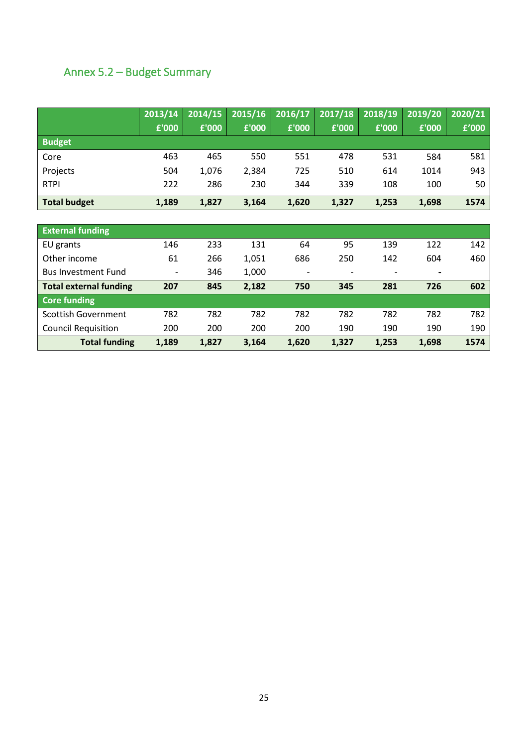## Annex 5.2 – Budget Summary

| | 2013/14 £'000 | 2014/15 £'000 | 2015/16 £'000 | 2016/17 £'000 | 2017/18 £'000 | 2018/19 £'000 | 2019/20 £'000 | 2020/21 £'000 |
|---|---|---|---|---|---|---|---|---|
| **Budget** | | | | | | | | |
| Core | 463 | 465 | 550 | 551 | 478 | 531 | 584 | 581 |
| Projects | 504 | 1,076 | 2,384 | 725 | 510 | 614 | 1014 | 943 |
| RTPI | 222 | 286 | 230 | 344 | 339 | 108 | 100 | 50 |
| **Total budget** | **1,189** | **1,827** | **3,164** | **1,620** | **1,327** | **1,253** | **1,698** | **1574** |
| **External funding** | | | | | | | | |
| EU grants | 146 | 233 | 131 | 64 | 95 | 139 | 122 | 142 |
| Other income | 61 | 266 | 1,051 | 686 | 250 | 142 | 604 | 460 |
| Bus Investment Fund | - | 346 | 1,000 | - | - | - | - | |
| **Total external funding** | **207** | **845** | **2,182** | **750** | **345** | **281** | **726** | **602** |
| **Core funding** | | | | | | | | |
| Scottish Government | 782 | 782 | 782 | 782 | 782 | 782 | 782 | 782 |
| Council Requisition | 200 | 200 | 200 | 200 | 190 | 190 | 190 | 190 |
| **Total funding** | **1,189** | **1,827** | **3,164** | **1,620** | **1,327** | **1,253** | **1,698** | **1574** |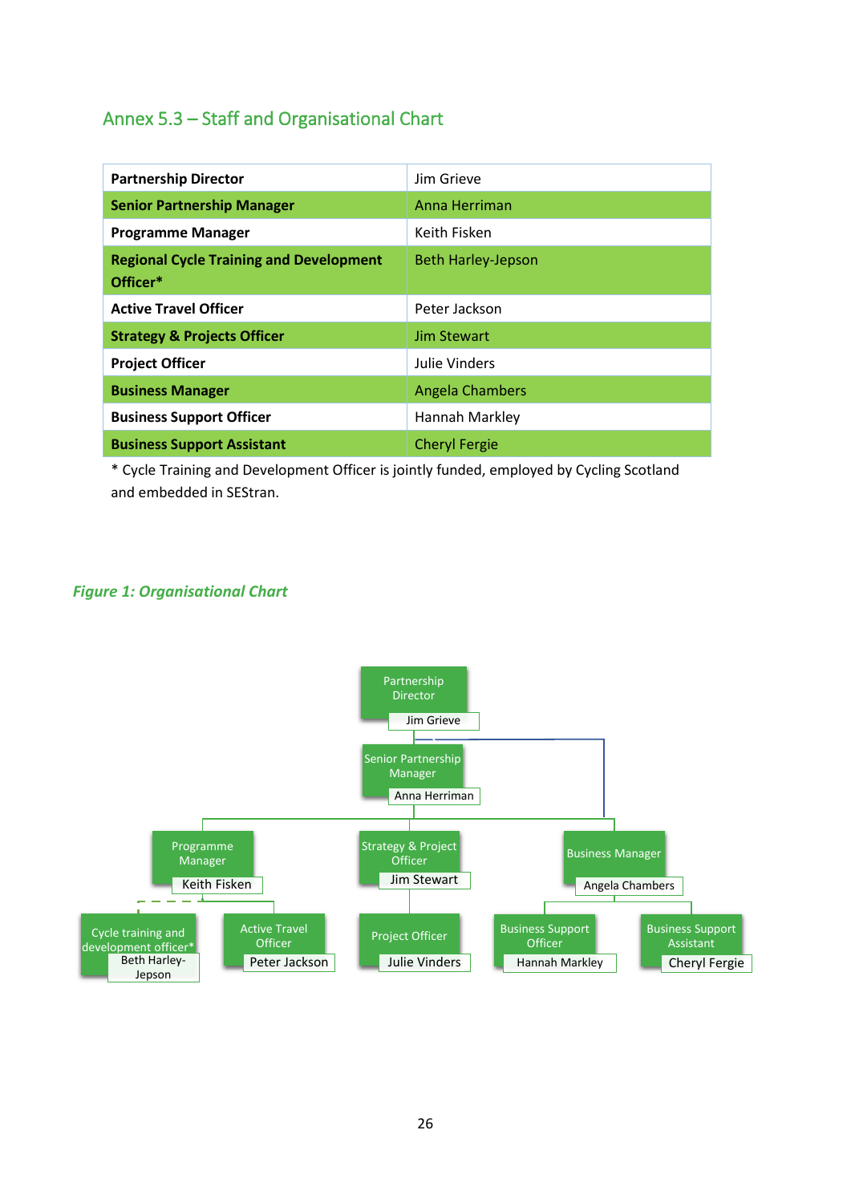## Annex 5.3 – Staff and Organisational Chart

| **Partnership Director** | Jim Grieve |
|---|---|
| **Senior Partnership Manager** | Anna Herriman |
| **Programme Manager** | Keith Fisken |
| **Regional Cycle Training and Development Officer*** | Beth Harley-Jepson |
| **Active Travel Officer** | Peter Jackson |
| **Strategy & Projects Officer** | Jim Stewart |
| **Project Officer** | Julie Vinders |
| **Business Manager** | Angela Chambers |
| **Business Support Officer** | Hannah Markley |
| **Business Support Assistant** | Cheryl Fergie |

* Cycle Training and Development Officer is jointly funded, employed by Cycling Scotland and embedded in SEStran.

***Figure 1: Organisational Chart***

- Partnership Director – Jim Grieve
  - Senior Partnership Manager – Anna Herriman
    - Programme Manager – Keith Fisken
      - Cycle training and development officer* – Beth Harley-Jepson
      - Active Travel Officer – Peter Jackson
    - Strategy & Project Officer – Jim Stewart
      - Project Officer – Julie Vinders
  - Business Manager – Angela Chambers
    - Business Support Officer – Hannah Markley
    - Business Support Assistant – Cheryl Fergie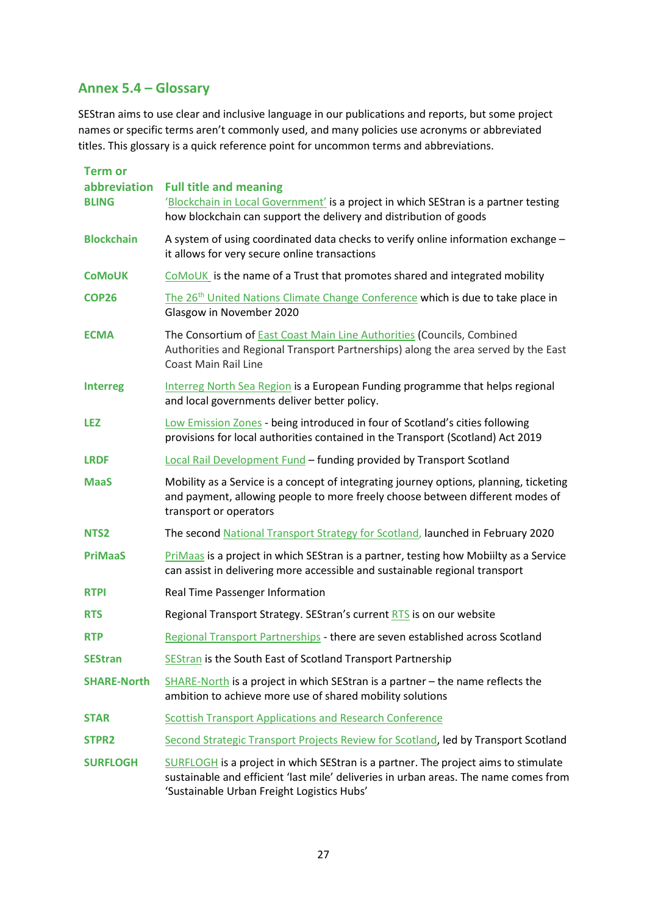## Annex 5.4 – Glossary

SEStran aims to use clear and inclusive language in our publications and reports, but some project names or specific terms aren't commonly used, and many policies use acronyms or abbreviated titles. This glossary is a quick reference point for uncommon terms and abbreviations.

| Term or abbreviation | Full title and meaning |
|---|---|
| **BLING** | 'Blockchain in Local Government' is a project in which SEStran is a partner testing how blockchain can support the delivery and distribution of goods |
| **Blockchain** | A system of using coordinated data checks to verify online information exchange – it allows for very secure online transactions |
| **CoMoUK** | CoMoUK is the name of a Trust that promotes shared and integrated mobility |
| **COP26** | The 26th United Nations Climate Change Conference which is due to take place in Glasgow in November 2020 |
| **ECMA** | The Consortium of East Coast Main Line Authorities (Councils, Combined Authorities and Regional Transport Partnerships) along the area served by the East Coast Main Rail Line |
| **Interreg** | Interreg North Sea Region is a European Funding programme that helps regional and local governments deliver better policy. |
| **LEZ** | Low Emission Zones - being introduced in four of Scotland's cities following provisions for local authorities contained in the Transport (Scotland) Act 2019 |
| **LRDF** | Local Rail Development Fund – funding provided by Transport Scotland |
| **MaaS** | Mobility as a Service is a concept of integrating journey options, planning, ticketing and payment, allowing people to more freely choose between different modes of transport or operators |
| **NTS2** | The second National Transport Strategy for Scotland, launched in February 2020 |
| **PriMaaS** | PriMaas is a project in which SEStran is a partner, testing how Mobiilty as a Service can assist in delivering more accessible and sustainable regional transport |
| **RTPI** | Real Time Passenger Information |
| **RTS** | Regional Transport Strategy. SEStran's current RTS is on our website |
| **RTP** | Regional Transport Partnerships - there are seven established across Scotland |
| **SEStran** | SEStran is the South East of Scotland Transport Partnership |
| **SHARE-North** | SHARE-North is a project in which SEStran is a partner – the name reflects the ambition to achieve more use of shared mobility solutions |
| **STAR** | Scottish Transport Applications and Research Conference |
| **STPR2** | Second Strategic Transport Projects Review for Scotland, led by Transport Scotland |
| **SURFLOGH** | SURFLOGH is a project in which SEStran is a partner. The project aims to stimulate sustainable and efficient 'last mile' deliveries in urban areas. The name comes from 'Sustainable Urban Freight Logistics Hubs' |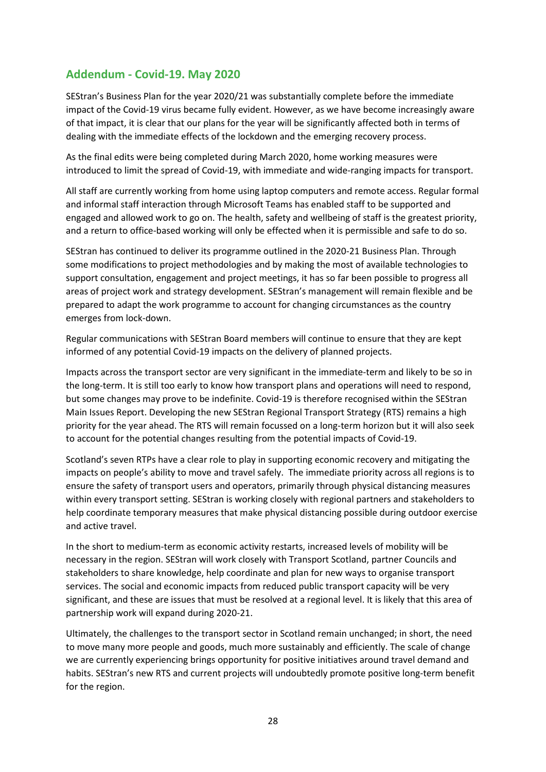## Addendum - Covid-19. May 2020

SEStran's Business Plan for the year 2020/21 was substantially complete before the immediate impact of the Covid-19 virus became fully evident. However, as we have become increasingly aware of that impact, it is clear that our plans for the year will be significantly affected both in terms of dealing with the immediate effects of the lockdown and the emerging recovery process.

As the final edits were being completed during March 2020, home working measures were introduced to limit the spread of Covid-19, with immediate and wide-ranging impacts for transport.

All staff are currently working from home using laptop computers and remote access. Regular formal and informal staff interaction through Microsoft Teams has enabled staff to be supported and engaged and allowed work to go on. The health, safety and wellbeing of staff is the greatest priority, and a return to office-based working will only be effected when it is permissible and safe to do so.

SEStran has continued to deliver its programme outlined in the 2020-21 Business Plan. Through some modifications to project methodologies and by making the most of available technologies to support consultation, engagement and project meetings, it has so far been possible to progress all areas of project work and strategy development. SEStran's management will remain flexible and be prepared to adapt the work programme to account for changing circumstances as the country emerges from lock-down.

Regular communications with SEStran Board members will continue to ensure that they are kept informed of any potential Covid-19 impacts on the delivery of planned projects.

Impacts across the transport sector are very significant in the immediate-term and likely to be so in the long-term. It is still too early to know how transport plans and operations will need to respond, but some changes may prove to be indefinite. Covid-19 is therefore recognised within the SEStran Main Issues Report. Developing the new SEStran Regional Transport Strategy (RTS) remains a high priority for the year ahead. The RTS will remain focussed on a long-term horizon but it will also seek to account for the potential changes resulting from the potential impacts of Covid-19.

Scotland's seven RTPs have a clear role to play in supporting economic recovery and mitigating the impacts on people's ability to move and travel safely. The immediate priority across all regions is to ensure the safety of transport users and operators, primarily through physical distancing measures within every transport setting. SEStran is working closely with regional partners and stakeholders to help coordinate temporary measures that make physical distancing possible during outdoor exercise and active travel.

In the short to medium-term as economic activity restarts, increased levels of mobility will be necessary in the region. SEStran will work closely with Transport Scotland, partner Councils and stakeholders to share knowledge, help coordinate and plan for new ways to organise transport services. The social and economic impacts from reduced public transport capacity will be very significant, and these are issues that must be resolved at a regional level. It is likely that this area of partnership work will expand during 2020-21.

Ultimately, the challenges to the transport sector in Scotland remain unchanged; in short, the need to move many more people and goods, much more sustainably and efficiently. The scale of change we are currently experiencing brings opportunity for positive initiatives around travel demand and habits. SEStran's new RTS and current projects will undoubtedly promote positive long-term benefit for the region.